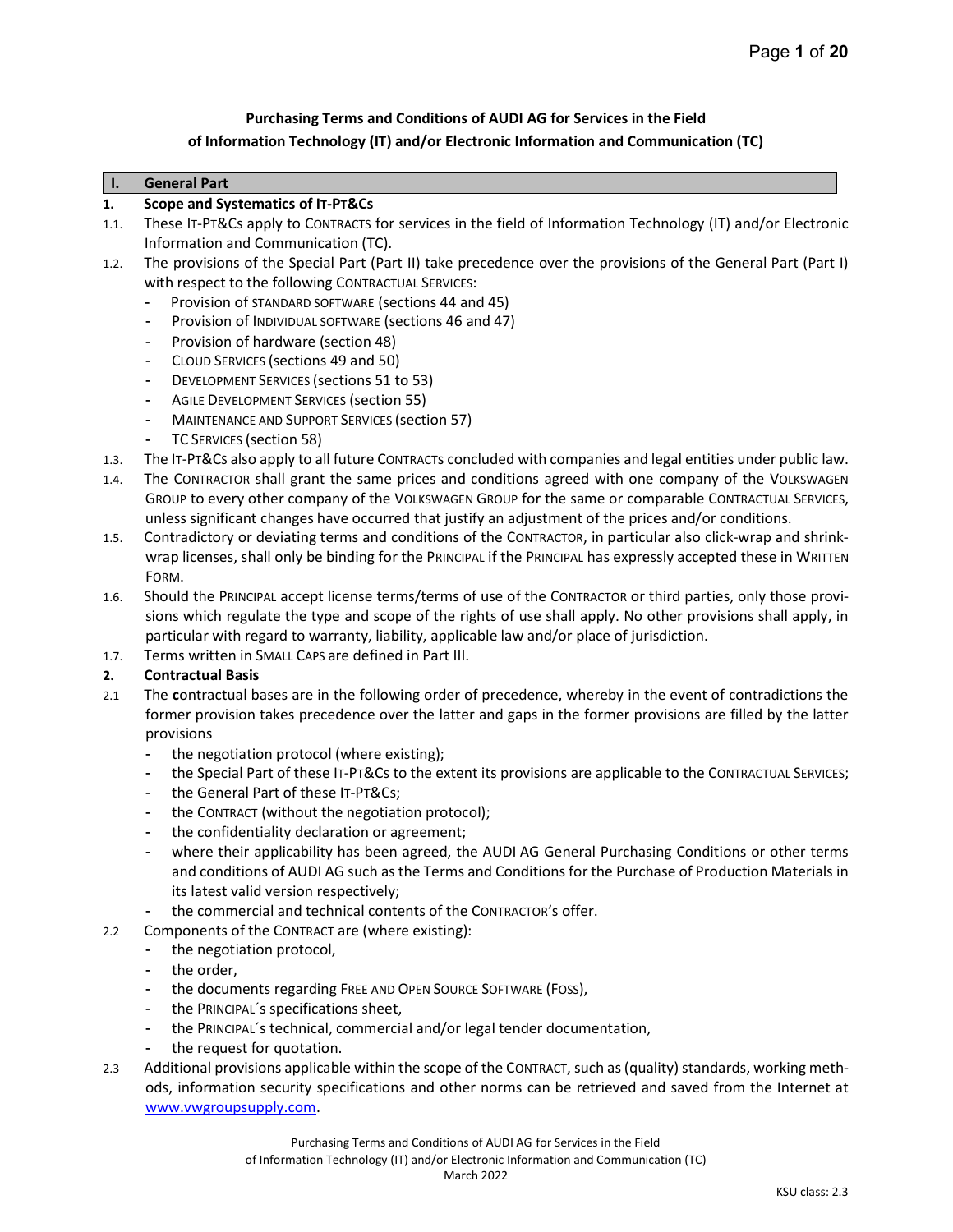# Purchasing Terms and Conditions of AUDI AG for Services in the Field of Information Technology (IT) and/or Electronic Information and Communication (TC)

## I. General Part

### 1. Scope and Systematics of IT-PT&Cs

1.1. These IT-PT&Cs apply to CONTRACTS for services in the field of Information Technology (IT) and/or Electronic Information and Communication (TC).

1.2. The provisions of the Special Part (Part II) take precedence over the provisions of the General Part (Part I) with respect to the following CONTRACTUAL SERVICES:

- Provision of STANDARD SOFTWARE (sections 44 and 45)
- Provision of INDIVIDUAL SOFTWARE (sections 46 and 47)
- Provision of hardware (section 48)
- CLOUD SERVICES (sections 49 and 50)
- DEVELOPMENT SERVICES (sections 51 to 53)
- AGILE DEVELOPMENT SERVICES (section 55)
- MAINTENANCE AND SUPPORT SERVICES (section 57)
- TC SERVICES (section 58)

1.3. The IT-PT&Cs also apply to all future CONTRACTs concluded with companies and legal entities under public law.

1.4. The CONTRACTOR shall grant the same prices and conditions agreed with one company of the VOLKSWAGEN GROUP to every other company of the VOLKSWAGEN GROUP for the same or comparable CONTRACTUAL SERVICES, unless significant changes have occurred that justify an adjustment of the prices and/or conditions.

1.5. Contradictory or deviating terms and conditions of the CONTRACTOR, in particular also click-wrap and shrink-wrap licenses, shall only be binding for the PRINCIPAL if the PRINCIPAL has expressly accepted these in WRITTEN FORM.

1.6. Should the PRINCIPAL accept license terms/terms of use of the CONTRACTOR or third parties, only those provisions which regulate the type and scope of the rights of use shall apply. No other provisions shall apply, in particular with regard to warranty, liability, applicable law and/or place of jurisdiction.

1.7. Terms written in SMALL CAPS are defined in Part III.

### 2. Contractual Basis

2.1 The **c**ontractual bases are in the following order of precedence, whereby in the event of contradictions the former provision takes precedence over the latter and gaps in the former provisions are filled by the latter provisions

- the negotiation protocol (where existing);
- the Special Part of these IT-PT&Cs to the extent its provisions are applicable to the CONTRACTUAL SERVICES;
- the General Part of these IT-PT&Cs;
- the CONTRACT (without the negotiation protocol);
- the confidentiality declaration or agreement;
- where their applicability has been agreed, the AUDI AG General Purchasing Conditions or other terms and conditions of AUDI AG such as the Terms and Conditions for the Purchase of Production Materials in its latest valid version respectively;
- the commercial and technical contents of the CONTRACTOR's offer.

2.2 Components of the CONTRACT are (where existing):

- the negotiation protocol,
- the order,
- the documents regarding FREE AND OPEN SOURCE SOFTWARE (FOSS),
- the PRINCIPAL´s specifications sheet,
- the PRINCIPAL´s technical, commercial and/or legal tender documentation,
- the request for quotation.

2.3 Additional provisions applicable within the scope of the CONTRACT, such as (quality) standards, working methods, information security specifications and other norms can be retrieved and saved from the Internet at [www.vwgroupsupply.com](http://www.vwgroupsupply.com).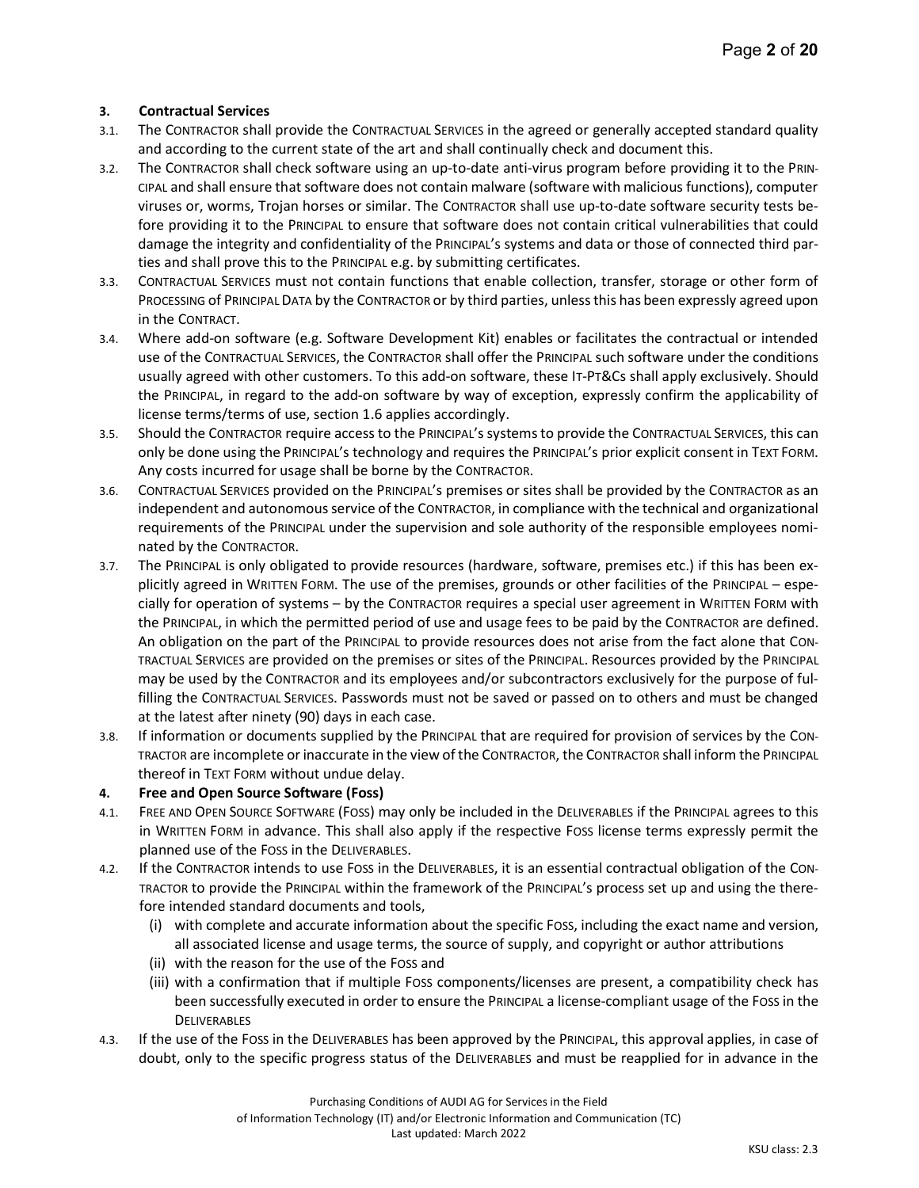### 3. Contractual Services

3.1. The CONTRACTOR shall provide the CONTRACTUAL SERVICES in the agreed or generally accepted standard quality and according to the current state of the art and shall continually check and document this.

3.2. The CONTRACTOR shall check software using an up-to-date anti-virus program before providing it to the PRINCIPAL and shall ensure that software does not contain malware (software with malicious functions), computer viruses or, worms, Trojan horses or similar. The CONTRACTOR shall use up-to-date software security tests before providing it to the PRINCIPAL to ensure that software does not contain critical vulnerabilities that could damage the integrity and confidentiality of the PRINCIPAL's systems and data or those of connected third parties and shall prove this to the PRINCIPAL e.g. by submitting certificates.

3.3. CONTRACTUAL SERVICES must not contain functions that enable collection, transfer, storage or other form of PROCESSING of PRINCIPAL DATA by the CONTRACTOR or by third parties, unless this has been expressly agreed upon in the CONTRACT.

3.4. Where add-on software (e.g. Software Development Kit) enables or facilitates the contractual or intended use of the CONTRACTUAL SERVICES, the CONTRACTOR shall offer the PRINCIPAL such software under the conditions usually agreed with other customers. To this add-on software, these IT-PT&Cs shall apply exclusively. Should the PRINCIPAL, in regard to the add-on software by way of exception, expressly confirm the applicability of license terms/terms of use, section 1.6 applies accordingly.

3.5. Should the CONTRACTOR require access to the PRINCIPAL's systems to provide the CONTRACTUAL SERVICES, this can only be done using the PRINCIPAL's technology and requires the PRINCIPAL's prior explicit consent in TEXT FORM. Any costs incurred for usage shall be borne by the CONTRACTOR.

3.6. CONTRACTUAL SERVICES provided on the PRINCIPAL's premises or sites shall be provided by the CONTRACTOR as an independent and autonomous service of the CONTRACTOR, in compliance with the technical and organizational requirements of the PRINCIPAL under the supervision and sole authority of the responsible employees nominated by the CONTRACTOR.

3.7. The PRINCIPAL is only obligated to provide resources (hardware, software, premises etc.) if this has been explicitly agreed in WRITTEN FORM. The use of the premises, grounds or other facilities of the PRINCIPAL – especially for operation of systems – by the CONTRACTOR requires a special user agreement in WRITTEN FORM with the PRINCIPAL, in which the permitted period of use and usage fees to be paid by the CONTRACTOR are defined. An obligation on the part of the PRINCIPAL to provide resources does not arise from the fact alone that CONTRACTUAL SERVICES are provided on the premises or sites of the PRINCIPAL. Resources provided by the PRINCIPAL may be used by the CONTRACTOR and its employees and/or subcontractors exclusively for the purpose of fulfilling the CONTRACTUAL SERVICES. Passwords must not be saved or passed on to others and must be changed at the latest after ninety (90) days in each case.

3.8. If information or documents supplied by the PRINCIPAL that are required for provision of services by the CONTRACTOR are incomplete or inaccurate in the view of the CONTRACTOR, the CONTRACTOR shall inform the PRINCIPAL thereof in TEXT FORM without undue delay.

### 4. Free and Open Source Software (Foss)

4.1. FREE AND OPEN SOURCE SOFTWARE (FOSS) may only be included in the DELIVERABLES if the PRINCIPAL agrees to this in WRITTEN FORM in advance. This shall also apply if the respective FOSS license terms expressly permit the planned use of the FOSS in the DELIVERABLES.

4.2. If the CONTRACTOR intends to use FOSS in the DELIVERABLES, it is an essential contractual obligation of the CONTRACTOR to provide the PRINCIPAL within the framework of the PRINCIPAL's process set up and using the therefore intended standard documents and tools,

  (i) with complete and accurate information about the specific FOSS, including the exact name and version, all associated license and usage terms, the source of supply, and copyright or author attributions

  (ii) with the reason for the use of the FOSS and

  (iii) with a confirmation that if multiple FOSS components/licenses are present, a compatibility check has been successfully executed in order to ensure the PRINCIPAL a license-compliant usage of the FOSS in the DELIVERABLES

4.3. If the use of the FOSS in the DELIVERABLES has been approved by the PRINCIPAL, this approval applies, in case of doubt, only to the specific progress status of the DELIVERABLES and must be reapplied for in advance in the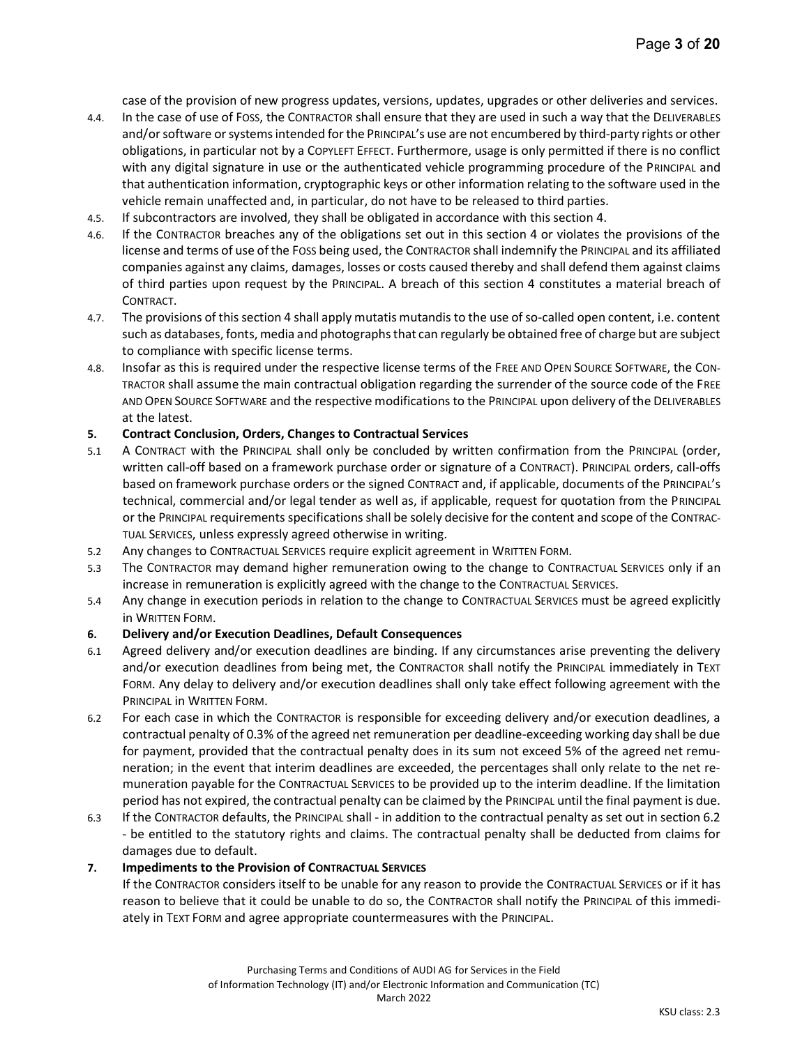case of the provision of new progress updates, versions, updates, upgrades or other deliveries and services.

4.4. In the case of use of FOSS, the CONTRACTOR shall ensure that they are used in such a way that the DELIVERABLES and/or software or systems intended for the PRINCIPAL's use are not encumbered by third-party rights or other obligations, in particular not by a COPYLEFT EFFECT. Furthermore, usage is only permitted if there is no conflict with any digital signature in use or the authenticated vehicle programming procedure of the PRINCIPAL and that authentication information, cryptographic keys or other information relating to the software used in the vehicle remain unaffected and, in particular, do not have to be released to third parties.

4.5. If subcontractors are involved, they shall be obligated in accordance with this section 4.

4.6. If the CONTRACTOR breaches any of the obligations set out in this section 4 or violates the provisions of the license and terms of use of the FOSS being used, the CONTRACTOR shall indemnify the PRINCIPAL and its affiliated companies against any claims, damages, losses or costs caused thereby and shall defend them against claims of third parties upon request by the PRINCIPAL. A breach of this section 4 constitutes a material breach of CONTRACT.

4.7. The provisions of this section 4 shall apply mutatis mutandis to the use of so-called open content, i.e. content such as databases, fonts, media and photographs that can regularly be obtained free of charge but are subject to compliance with specific license terms.

4.8. Insofar as this is required under the respective license terms of the FREE AND OPEN SOURCE SOFTWARE, the CONTRACTOR shall assume the main contractual obligation regarding the surrender of the source code of the FREE AND OPEN SOURCE SOFTWARE and the respective modifications to the PRINCIPAL upon delivery of the DELIVERABLES at the latest.

## 5. Contract Conclusion, Orders, Changes to Contractual Services

5.1 A CONTRACT with the PRINCIPAL shall only be concluded by written confirmation from the PRINCIPAL (order, written call-off based on a framework purchase order or signature of a CONTRACT). PRINCIPAL orders, call-offs based on framework purchase orders or the signed CONTRACT and, if applicable, documents of the PRINCIPAL's technical, commercial and/or legal tender as well as, if applicable, request for quotation from the PRINCIPAL or the PRINCIPAL requirements specifications shall be solely decisive for the content and scope of the CONTRACTUAL SERVICES, unless expressly agreed otherwise in writing.

5.2 Any changes to CONTRACTUAL SERVICES require explicit agreement in WRITTEN FORM.

5.3 The CONTRACTOR may demand higher remuneration owing to the change to CONTRACTUAL SERVICES only if an increase in remuneration is explicitly agreed with the change to the CONTRACTUAL SERVICES.

5.4 Any change in execution periods in relation to the change to CONTRACTUAL SERVICES must be agreed explicitly in WRITTEN FORM.

## 6. Delivery and/or Execution Deadlines, Default Consequences

6.1 Agreed delivery and/or execution deadlines are binding. If any circumstances arise preventing the delivery and/or execution deadlines from being met, the CONTRACTOR shall notify the PRINCIPAL immediately in TEXT FORM. Any delay to delivery and/or execution deadlines shall only take effect following agreement with the PRINCIPAL in WRITTEN FORM.

6.2 For each case in which the CONTRACTOR is responsible for exceeding delivery and/or execution deadlines, a contractual penalty of 0.3% of the agreed net remuneration per deadline-exceeding working day shall be due for payment, provided that the contractual penalty does in its sum not exceed 5% of the agreed net remuneration; in the event that interim deadlines are exceeded, the percentages shall only relate to the net remuneration payable for the CONTRACTUAL SERVICES to be provided up to the interim deadline. If the limitation period has not expired, the contractual penalty can be claimed by the PRINCIPAL until the final payment is due.

6.3 If the CONTRACTOR defaults, the PRINCIPAL shall - in addition to the contractual penalty as set out in section 6.2 - be entitled to the statutory rights and claims. The contractual penalty shall be deducted from claims for damages due to default.

## 7. Impediments to the Provision of CONTRACTUAL SERVICES

If the CONTRACTOR considers itself to be unable for any reason to provide the CONTRACTUAL SERVICES or if it has reason to believe that it could be unable to do so, the CONTRACTOR shall notify the PRINCIPAL of this immediately in TEXT FORM and agree appropriate countermeasures with the PRINCIPAL.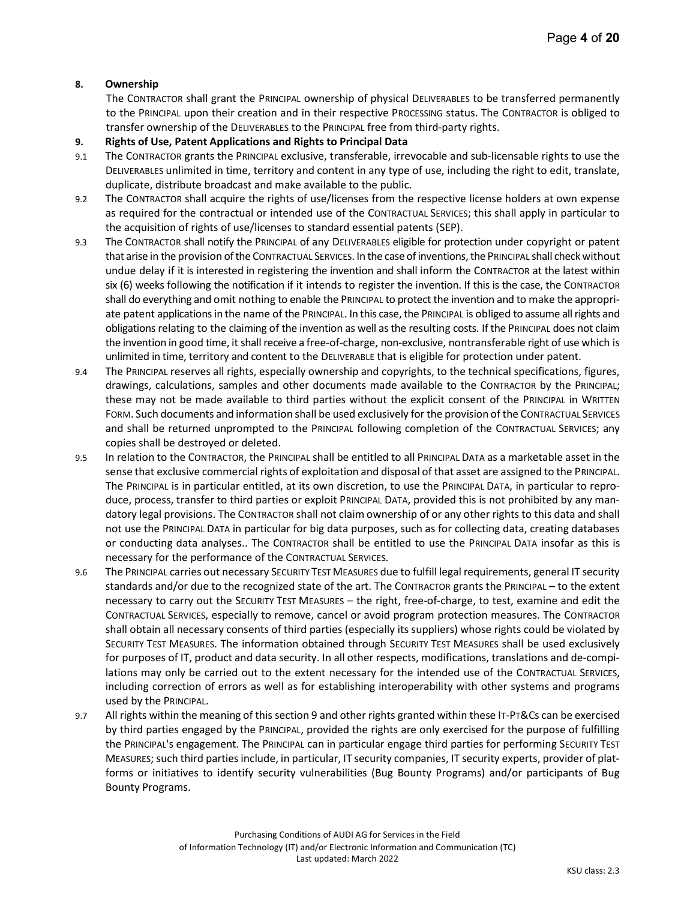## 8. Ownership

The CONTRACTOR shall grant the PRINCIPAL ownership of physical DELIVERABLES to be transferred permanently to the PRINCIPAL upon their creation and in their respective PROCESSING status. The CONTRACTOR is obliged to transfer ownership of the DELIVERABLES to the PRINCIPAL free from third-party rights.

## 9. Rights of Use, Patent Applications and Rights to Principal Data

9.1 The CONTRACTOR grants the PRINCIPAL exclusive, transferable, irrevocable and sub-licensable rights to use the DELIVERABLES unlimited in time, territory and content in any type of use, including the right to edit, translate, duplicate, distribute broadcast and make available to the public.

9.2 The CONTRACTOR shall acquire the rights of use/licenses from the respective license holders at own expense as required for the contractual or intended use of the CONTRACTUAL SERVICES; this shall apply in particular to the acquisition of rights of use/licenses to standard essential patents (SEP).

9.3 The CONTRACTOR shall notify the PRINCIPAL of any DELIVERABLES eligible for protection under copyright or patent that arise in the provision of the CONTRACTUAL SERVICES. In the case of inventions, the PRINCIPAL shall check without undue delay if it is interested in registering the invention and shall inform the CONTRACTOR at the latest within six (6) weeks following the notification if it intends to register the invention. If this is the case, the CONTRACTOR shall do everything and omit nothing to enable the PRINCIPAL to protect the invention and to make the appropriate patent applications in the name of the PRINCIPAL. In this case, the PRINCIPAL is obliged to assume all rights and obligations relating to the claiming of the invention as well as the resulting costs. If the PRINCIPAL does not claim the invention in good time, it shall receive a free-of-charge, non-exclusive, nontransferable right of use which is unlimited in time, territory and content to the DELIVERABLE that is eligible for protection under patent.

9.4 The PRINCIPAL reserves all rights, especially ownership and copyrights, to the technical specifications, figures, drawings, calculations, samples and other documents made available to the CONTRACTOR by the PRINCIPAL; these may not be made available to third parties without the explicit consent of the PRINCIPAL in WRITTEN FORM. Such documents and information shall be used exclusively for the provision of the CONTRACTUAL SERVICES and shall be returned unprompted to the PRINCIPAL following completion of the CONTRACTUAL SERVICES; any copies shall be destroyed or deleted.

9.5 In relation to the CONTRACTOR, the PRINCIPAL shall be entitled to all PRINCIPAL DATA as a marketable asset in the sense that exclusive commercial rights of exploitation and disposal of that asset are assigned to the PRINCIPAL. The PRINCIPAL is in particular entitled, at its own discretion, to use the PRINCIPAL DATA, in particular to reproduce, process, transfer to third parties or exploit PRINCIPAL DATA, provided this is not prohibited by any mandatory legal provisions. The CONTRACTOR shall not claim ownership of or any other rights to this data and shall not use the PRINCIPAL DATA in particular for big data purposes, such as for collecting data, creating databases or conducting data analyses.. The CONTRACTOR shall be entitled to use the PRINCIPAL DATA insofar as this is necessary for the performance of the CONTRACTUAL SERVICES.

9.6 The PRINCIPAL carries out necessary SECURITY TEST MEASURES due to fulfill legal requirements, general IT security standards and/or due to the recognized state of the art. The CONTRACTOR grants the PRINCIPAL – to the extent necessary to carry out the SECURITY TEST MEASURES – the right, free-of-charge, to test, examine and edit the CONTRACTUAL SERVICES, especially to remove, cancel or avoid program protection measures. The CONTRACTOR shall obtain all necessary consents of third parties (especially its suppliers) whose rights could be violated by SECURITY TEST MEASURES. The information obtained through SECURITY TEST MEASURES shall be used exclusively for purposes of IT, product and data security. In all other respects, modifications, translations and de-compilations may only be carried out to the extent necessary for the intended use of the CONTRACTUAL SERVICES, including correction of errors as well as for establishing interoperability with other systems and programs used by the PRINCIPAL.

9.7 All rights within the meaning of this section 9 and other rights granted within these IT-PT&Cs can be exercised by third parties engaged by the PRINCIPAL, provided the rights are only exercised for the purpose of fulfilling the PRINCIPAL's engagement. The PRINCIPAL can in particular engage third parties for performing SECURITY TEST MEASURES; such third parties include, in particular, IT security companies, IT security experts, provider of platforms or initiatives to identify security vulnerabilities (Bug Bounty Programs) and/or participants of Bug Bounty Programs.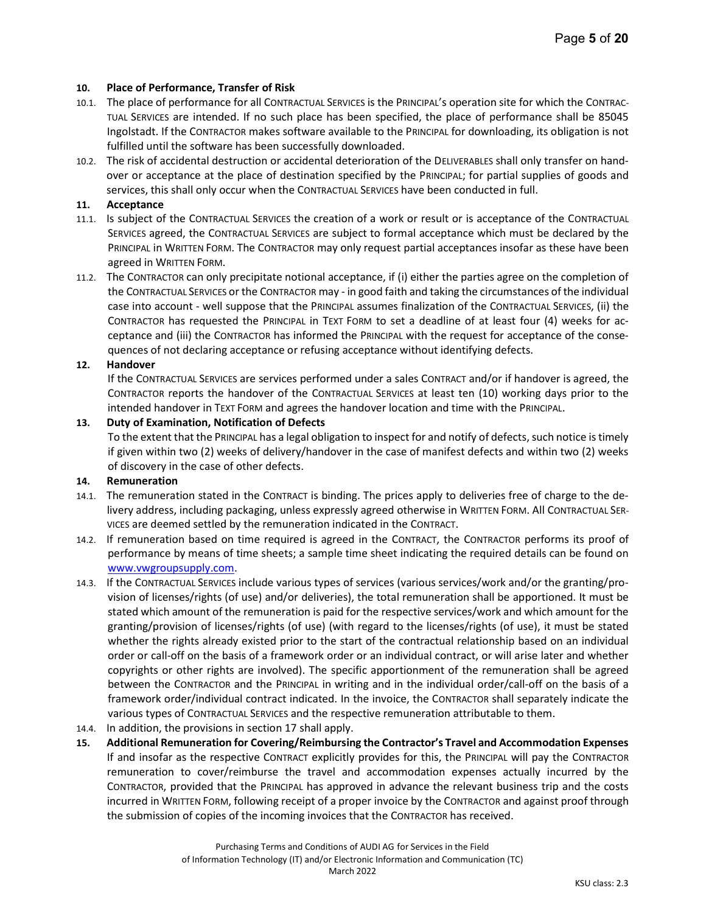## 10. Place of Performance, Transfer of Risk

10.1. The place of performance for all CONTRACTUAL SERVICES is the PRINCIPAL's operation site for which the CONTRACTUAL SERVICES are intended. If no such place has been specified, the place of performance shall be 85045 Ingolstadt. If the CONTRACTOR makes software available to the PRINCIPAL for downloading, its obligation is not fulfilled until the software has been successfully downloaded.

10.2. The risk of accidental destruction or accidental deterioration of the DELIVERABLES shall only transfer on handover or acceptance at the place of destination specified by the PRINCIPAL; for partial supplies of goods and services, this shall only occur when the CONTRACTUAL SERVICES have been conducted in full.

## 11. Acceptance

11.1. Is subject of the CONTRACTUAL SERVICES the creation of a work or result or is acceptance of the CONTRACTUAL SERVICES agreed, the CONTRACTUAL SERVICES are subject to formal acceptance which must be declared by the PRINCIPAL in WRITTEN FORM. The CONTRACTOR may only request partial acceptances insofar as these have been agreed in WRITTEN FORM.

11.2. The CONTRACTOR can only precipitate notional acceptance, if (i) either the parties agree on the completion of the CONTRACTUAL SERVICES or the CONTRACTOR may - in good faith and taking the circumstances of the individual case into account - well suppose that the PRINCIPAL assumes finalization of the CONTRACTUAL SERVICES, (ii) the CONTRACTOR has requested the PRINCIPAL in TEXT FORM to set a deadline of at least four (4) weeks for acceptance and (iii) the CONTRACTOR has informed the PRINCIPAL with the request for acceptance of the consequences of not declaring acceptance or refusing acceptance without identifying defects.

## 12. Handover

If the CONTRACTUAL SERVICES are services performed under a sales CONTRACT and/or if handover is agreed, the CONTRACTOR reports the handover of the CONTRACTUAL SERVICES at least ten (10) working days prior to the intended handover in TEXT FORM and agrees the handover location and time with the PRINCIPAL.

## 13. Duty of Examination, Notification of Defects

To the extent that the PRINCIPAL has a legal obligation to inspect for and notify of defects, such notice is timely if given within two (2) weeks of delivery/handover in the case of manifest defects and within two (2) weeks of discovery in the case of other defects.

## 14. Remuneration

14.1. The remuneration stated in the CONTRACT is binding. The prices apply to deliveries free of charge to the delivery address, including packaging, unless expressly agreed otherwise in WRITTEN FORM. All CONTRACTUAL SERVICES are deemed settled by the remuneration indicated in the CONTRACT.

14.2. If remuneration based on time required is agreed in the CONTRACT, the CONTRACTOR performs its proof of performance by means of time sheets; a sample time sheet indicating the required details can be found on [www.vwgroupsupply.com](http://www.vwgroupsupply.com).

14.3. If the CONTRACTUAL SERVICES include various types of services (various services/work and/or the granting/provision of licenses/rights (of use) and/or deliveries), the total remuneration shall be apportioned. It must be stated which amount of the remuneration is paid for the respective services/work and which amount for the granting/provision of licenses/rights (of use) (with regard to the licenses/rights (of use), it must be stated whether the rights already existed prior to the start of the contractual relationship based on an individual order or call-off on the basis of a framework order or an individual contract, or will arise later and whether copyrights or other rights are involved). The specific apportionment of the remuneration shall be agreed between the CONTRACTOR and the PRINCIPAL in writing and in the individual order/call-off on the basis of a framework order/individual contract indicated. In the invoice, the CONTRACTOR shall separately indicate the various types of CONTRACTUAL SERVICES and the respective remuneration attributable to them.

14.4. In addition, the provisions in section 17 shall apply.

## 15. Additional Remuneration for Covering/Reimbursing the Contractor's Travel and Accommodation Expenses

If and insofar as the respective CONTRACT explicitly provides for this, the PRINCIPAL will pay the CONTRACTOR remuneration to cover/reimburse the travel and accommodation expenses actually incurred by the CONTRACTOR, provided that the PRINCIPAL has approved in advance the relevant business trip and the costs incurred in WRITTEN FORM, following receipt of a proper invoice by the CONTRACTOR and against proof through the submission of copies of the incoming invoices that the CONTRACTOR has received.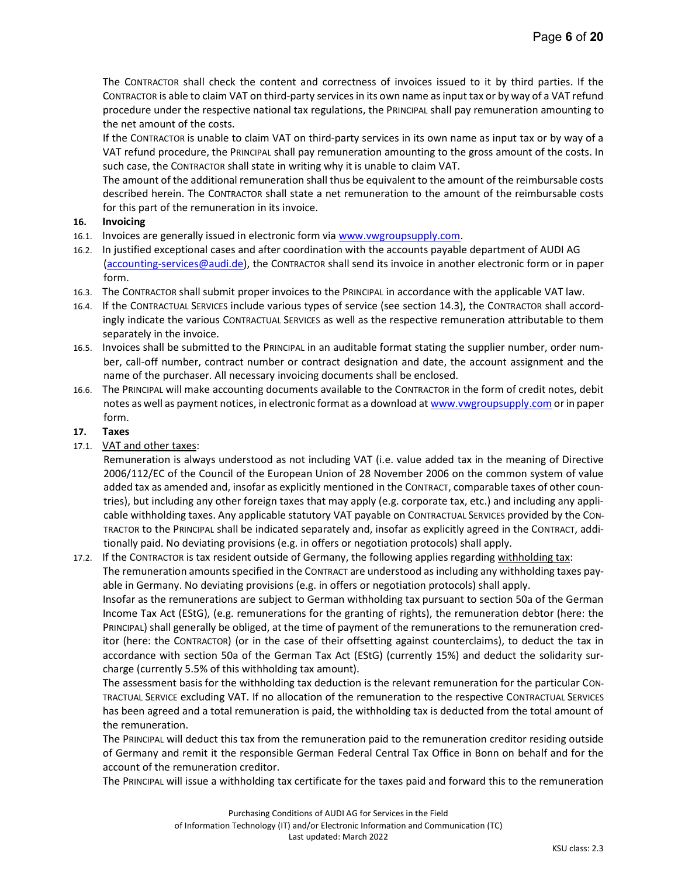The CONTRACTOR shall check the content and correctness of invoices issued to it by third parties. If the CONTRACTOR is able to claim VAT on third-party services in its own name as input tax or by way of a VAT refund procedure under the respective national tax regulations, the PRINCIPAL shall pay remuneration amounting to the net amount of the costs.

If the CONTRACTOR is unable to claim VAT on third-party services in its own name as input tax or by way of a VAT refund procedure, the PRINCIPAL shall pay remuneration amounting to the gross amount of the costs. In such case, the CONTRACTOR shall state in writing why it is unable to claim VAT.

The amount of the additional remuneration shall thus be equivalent to the amount of the reimbursable costs described herein. The CONTRACTOR shall state a net remuneration to the amount of the reimbursable costs for this part of the remuneration in its invoice.

**16. Invoicing**

16.1. Invoices are generally issued in electronic form via www.vwgroupsupply.com.

16.2. In justified exceptional cases and after coordination with the accounts payable department of AUDI AG (accounting-services@audi.de), the CONTRACTOR shall send its invoice in another electronic form or in paper form.

16.3. The CONTRACTOR shall submit proper invoices to the PRINCIPAL in accordance with the applicable VAT law.

16.4. If the CONTRACTUAL SERVICES include various types of service (see section 14.3), the CONTRACTOR shall accordingly indicate the various CONTRACTUAL SERVICES as well as the respective remuneration attributable to them separately in the invoice.

16.5. Invoices shall be submitted to the PRINCIPAL in an auditable format stating the supplier number, order number, call-off number, contract number or contract designation and date, the account assignment and the name of the purchaser. All necessary invoicing documents shall be enclosed.

16.6. The PRINCIPAL will make accounting documents available to the CONTRACTOR in the form of credit notes, debit notes as well as payment notices, in electronic format as a download at www.vwgroupsupply.com or in paper form.

**17. Taxes**

17.1. VAT and other taxes:

Remuneration is always understood as not including VAT (i.e. value added tax in the meaning of Directive 2006/112/EC of the Council of the European Union of 28 November 2006 on the common system of value added tax as amended and, insofar as explicitly mentioned in the CONTRACT, comparable taxes of other countries), but including any other foreign taxes that may apply (e.g. corporate tax, etc.) and including any applicable withholding taxes. Any applicable statutory VAT payable on CONTRACTUAL SERVICES provided by the CONTRACTOR to the PRINCIPAL shall be indicated separately and, insofar as explicitly agreed in the CONTRACT, additionally paid. No deviating provisions (e.g. in offers or negotiation protocols) shall apply.

17.2. If the CONTRACTOR is tax resident outside of Germany, the following applies regarding withholding tax:

The remuneration amounts specified in the CONTRACT are understood as including any withholding taxes payable in Germany. No deviating provisions (e.g. in offers or negotiation protocols) shall apply.

Insofar as the remunerations are subject to German withholding tax pursuant to section 50a of the German Income Tax Act (EStG), (e.g. remunerations for the granting of rights), the remuneration debtor (here: the PRINCIPAL) shall generally be obliged, at the time of payment of the remunerations to the remuneration creditor (here: the CONTRACTOR) (or in the case of their offsetting against counterclaims), to deduct the tax in accordance with section 50a of the German Tax Act (EStG) (currently 15%) and deduct the solidarity surcharge (currently 5.5% of this withholding tax amount).

The assessment basis for the withholding tax deduction is the relevant remuneration for the particular CONTRACTUAL SERVICE excluding VAT. If no allocation of the remuneration to the respective CONTRACTUAL SERVICES has been agreed and a total remuneration is paid, the withholding tax is deducted from the total amount of the remuneration.

The PRINCIPAL will deduct this tax from the remuneration paid to the remuneration creditor residing outside of Germany and remit it the responsible German Federal Central Tax Office in Bonn on behalf and for the account of the remuneration creditor.

The PRINCIPAL will issue a withholding tax certificate for the taxes paid and forward this to the remuneration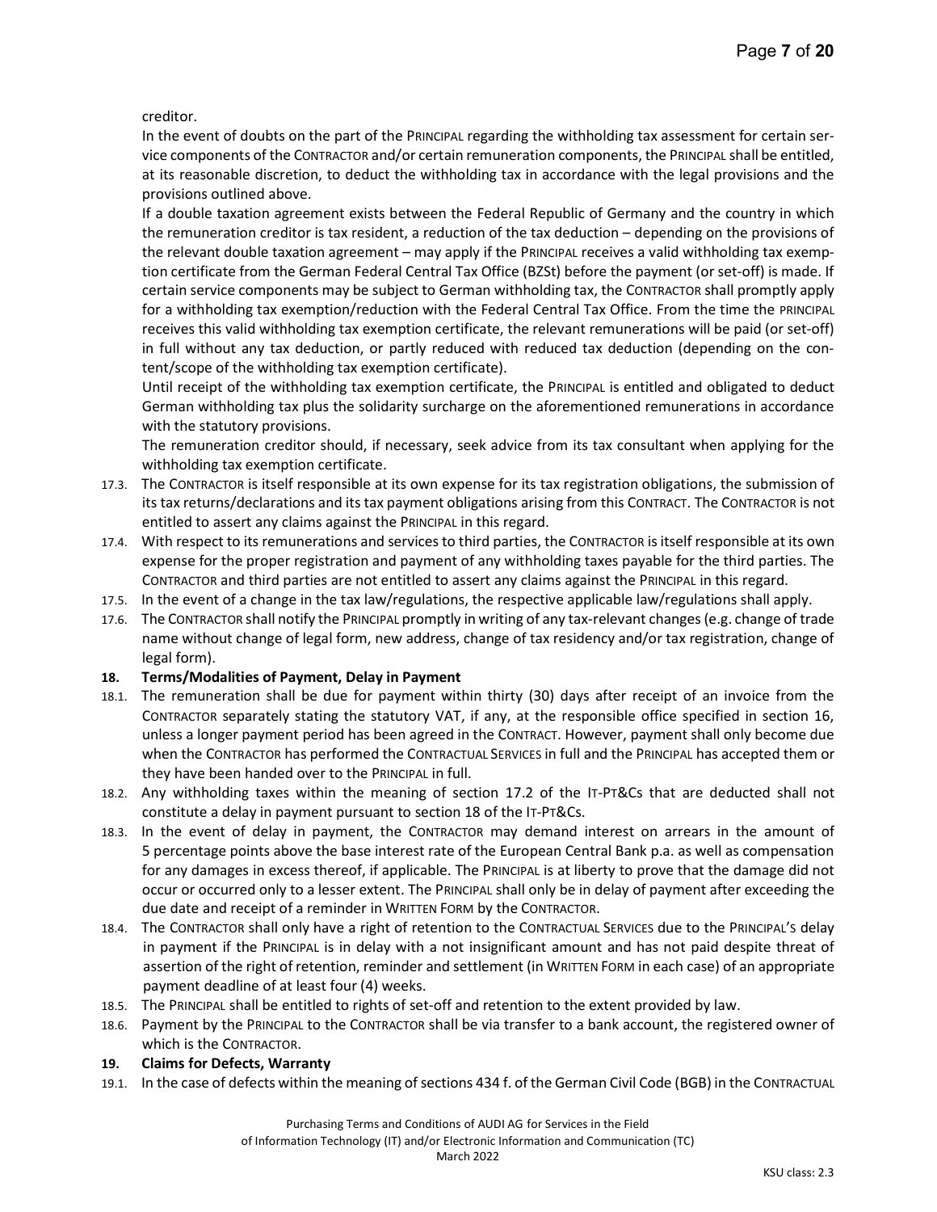creditor.

In the event of doubts on the part of the PRINCIPAL regarding the withholding tax assessment for certain service components of the CONTRACTOR and/or certain remuneration components, the PRINCIPAL shall be entitled, at its reasonable discretion, to deduct the withholding tax in accordance with the legal provisions and the provisions outlined above.

If a double taxation agreement exists between the Federal Republic of Germany and the country in which the remuneration creditor is tax resident, a reduction of the tax deduction – depending on the provisions of the relevant double taxation agreement – may apply if the PRINCIPAL receives a valid withholding tax exemption certificate from the German Federal Central Tax Office (BZSt) before the payment (or set-off) is made. If certain service components may be subject to German withholding tax, the CONTRACTOR shall promptly apply for a withholding tax exemption/reduction with the Federal Central Tax Office. From the time the PRINCIPAL receives this valid withholding tax exemption certificate, the relevant remunerations will be paid (or set-off) in full without any tax deduction, or partly reduced with reduced tax deduction (depending on the content/scope of the withholding tax exemption certificate).

Until receipt of the withholding tax exemption certificate, the PRINCIPAL is entitled and obligated to deduct German withholding tax plus the solidarity surcharge on the aforementioned remunerations in accordance with the statutory provisions.

The remuneration creditor should, if necessary, seek advice from its tax consultant when applying for the withholding tax exemption certificate.

17.3. The CONTRACTOR is itself responsible at its own expense for its tax registration obligations, the submission of its tax returns/declarations and its tax payment obligations arising from this CONTRACT. The CONTRACTOR is not entitled to assert any claims against the PRINCIPAL in this regard.

17.4. With respect to its remunerations and services to third parties, the CONTRACTOR is itself responsible at its own expense for the proper registration and payment of any withholding taxes payable for the third parties. The CONTRACTOR and third parties are not entitled to assert any claims against the PRINCIPAL in this regard.

17.5. In the event of a change in the tax law/regulations, the respective applicable law/regulations shall apply.

17.6. The CONTRACTOR shall notify the PRINCIPAL promptly in writing of any tax-relevant changes (e.g. change of trade name without change of legal form, new address, change of tax residency and/or tax registration, change of legal form).

## 18. Terms/Modalities of Payment, Delay in Payment

18.1. The remuneration shall be due for payment within thirty (30) days after receipt of an invoice from the CONTRACTOR separately stating the statutory VAT, if any, at the responsible office specified in section 16, unless a longer payment period has been agreed in the CONTRACT. However, payment shall only become due when the CONTRACTOR has performed the CONTRACTUAL SERVICES in full and the PRINCIPAL has accepted them or they have been handed over to the PRINCIPAL in full.

18.2. Any withholding taxes within the meaning of section 17.2 of the IT-PT&Cs that are deducted shall not constitute a delay in payment pursuant to section 18 of the IT-PT&Cs.

18.3. In the event of delay in payment, the CONTRACTOR may demand interest on arrears in the amount of 5 percentage points above the base interest rate of the European Central Bank p.a. as well as compensation for any damages in excess thereof, if applicable. The PRINCIPAL is at liberty to prove that the damage did not occur or occurred only to a lesser extent. The PRINCIPAL shall only be in delay of payment after exceeding the due date and receipt of a reminder in WRITTEN FORM by the CONTRACTOR.

18.4. The CONTRACTOR shall only have a right of retention to the CONTRACTUAL SERVICES due to the PRINCIPAL'S delay in payment if the PRINCIPAL is in delay with a not insignificant amount and has not paid despite threat of assertion of the right of retention, reminder and settlement (in WRITTEN FORM in each case) of an appropriate payment deadline of at least four (4) weeks.

18.5. The PRINCIPAL shall be entitled to rights of set-off and retention to the extent provided by law.

18.6. Payment by the PRINCIPAL to the CONTRACTOR shall be via transfer to a bank account, the registered owner of which is the CONTRACTOR.

## 19. Claims for Defects, Warranty

19.1. In the case of defects within the meaning of sections 434 f. of the German Civil Code (BGB) in the CONTRACTUAL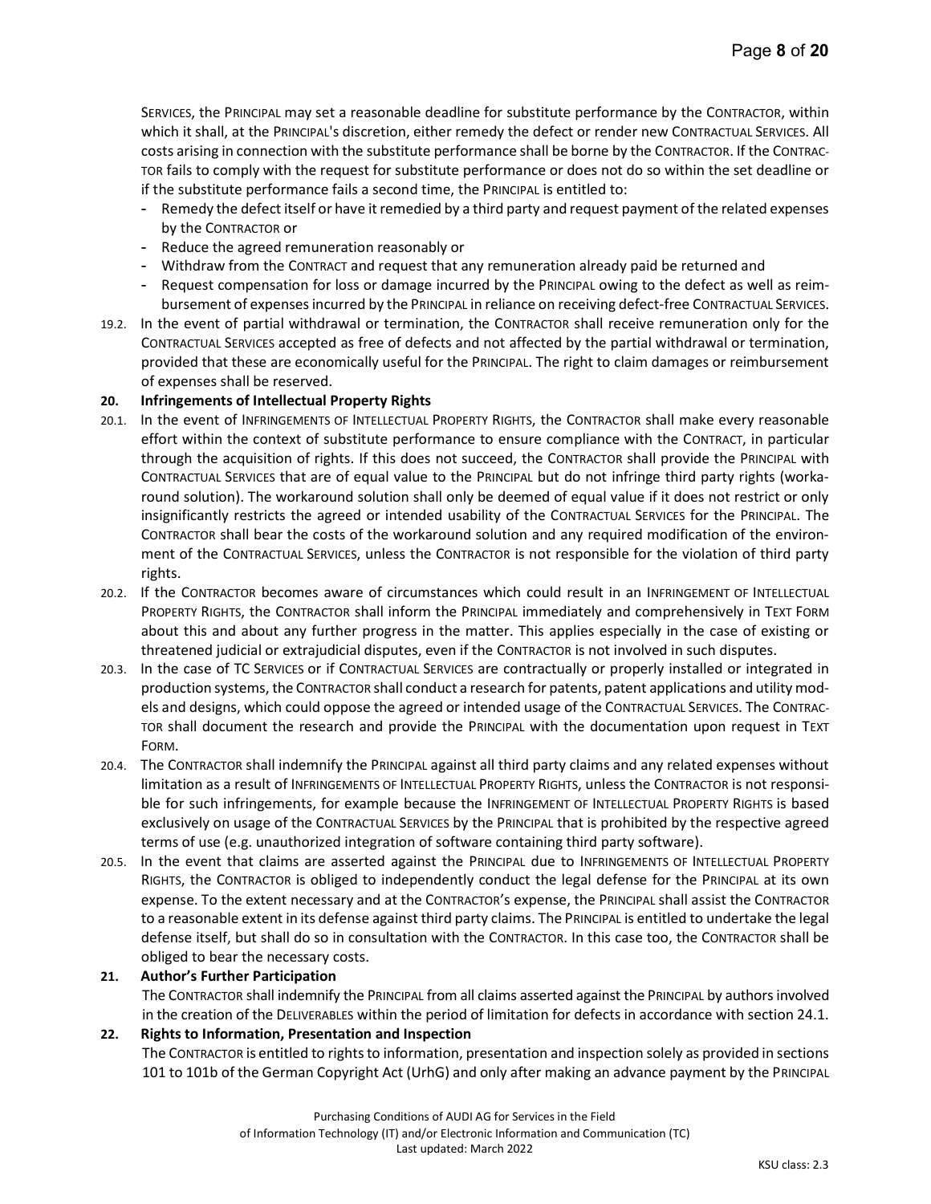SERVICES, the PRINCIPAL may set a reasonable deadline for substitute performance by the CONTRACTOR, within which it shall, at the PRINCIPAL's discretion, either remedy the defect or render new CONTRACTUAL SERVICES. All costs arising in connection with the substitute performance shall be borne by the CONTRACTOR. If the CONTRACTOR fails to comply with the request for substitute performance or does not do so within the set deadline or if the substitute performance fails a second time, the PRINCIPAL is entitled to:

- Remedy the defect itself or have it remedied by a third party and request payment of the related expenses by the CONTRACTOR or
- Reduce the agreed remuneration reasonably or
- Withdraw from the CONTRACT and request that any remuneration already paid be returned and
- Request compensation for loss or damage incurred by the PRINCIPAL owing to the defect as well as reimbursement of expenses incurred by the PRINCIPAL in reliance on receiving defect-free CONTRACTUAL SERVICES.

19.2. In the event of partial withdrawal or termination, the CONTRACTOR shall receive remuneration only for the CONTRACTUAL SERVICES accepted as free of defects and not affected by the partial withdrawal or termination, provided that these are economically useful for the PRINCIPAL. The right to claim damages or reimbursement of expenses shall be reserved.

**20. Infringements of Intellectual Property Rights**

20.1. In the event of INFRINGEMENTS OF INTELLECTUAL PROPERTY RIGHTS, the CONTRACTOR shall make every reasonable effort within the context of substitute performance to ensure compliance with the CONTRACT, in particular through the acquisition of rights. If this does not succeed, the CONTRACTOR shall provide the PRINCIPAL with CONTRACTUAL SERVICES that are of equal value to the PRINCIPAL but do not infringe third party rights (workaround solution). The workaround solution shall only be deemed of equal value if it does not restrict or only insignificantly restricts the agreed or intended usability of the CONTRACTUAL SERVICES for the PRINCIPAL. The CONTRACTOR shall bear the costs of the workaround solution and any required modification of the environment of the CONTRACTUAL SERVICES, unless the CONTRACTOR is not responsible for the violation of third party rights.

20.2. If the CONTRACTOR becomes aware of circumstances which could result in an INFRINGEMENT OF INTELLECTUAL PROPERTY RIGHTS, the CONTRACTOR shall inform the PRINCIPAL immediately and comprehensively in TEXT FORM about this and about any further progress in the matter. This applies especially in the case of existing or threatened judicial or extrajudicial disputes, even if the CONTRACTOR is not involved in such disputes.

20.3. In the case of TC SERVICES or if CONTRACTUAL SERVICES are contractually or properly installed or integrated in production systems, the CONTRACTOR shall conduct a research for patents, patent applications and utility models and designs, which could oppose the agreed or intended usage of the CONTRACTUAL SERVICES. The CONTRACTOR shall document the research and provide the PRINCIPAL with the documentation upon request in TEXT FORM.

20.4. The CONTRACTOR shall indemnify the PRINCIPAL against all third party claims and any related expenses without limitation as a result of INFRINGEMENTS OF INTELLECTUAL PROPERTY RIGHTS, unless the CONTRACTOR is not responsible for such infringements, for example because the INFRINGEMENT OF INTELLECTUAL PROPERTY RIGHTS is based exclusively on usage of the CONTRACTUAL SERVICES by the PRINCIPAL that is prohibited by the respective agreed terms of use (e.g. unauthorized integration of software containing third party software).

20.5. In the event that claims are asserted against the PRINCIPAL due to INFRINGEMENTS OF INTELLECTUAL PROPERTY RIGHTS, the CONTRACTOR is obliged to independently conduct the legal defense for the PRINCIPAL at its own expense. To the extent necessary and at the CONTRACTOR's expense, the PRINCIPAL shall assist the CONTRACTOR to a reasonable extent in its defense against third party claims. The PRINCIPAL is entitled to undertake the legal defense itself, but shall do so in consultation with the CONTRACTOR. In this case too, the CONTRACTOR shall be obliged to bear the necessary costs.

**21. Author's Further Participation**

The CONTRACTOR shall indemnify the PRINCIPAL from all claims asserted against the PRINCIPAL by authors involved in the creation of the DELIVERABLES within the period of limitation for defects in accordance with section 24.1.

**22. Rights to Information, Presentation and Inspection**

The CONTRACTOR is entitled to rights to information, presentation and inspection solely as provided in sections 101 to 101b of the German Copyright Act (UrhG) and only after making an advance payment by the PRINCIPAL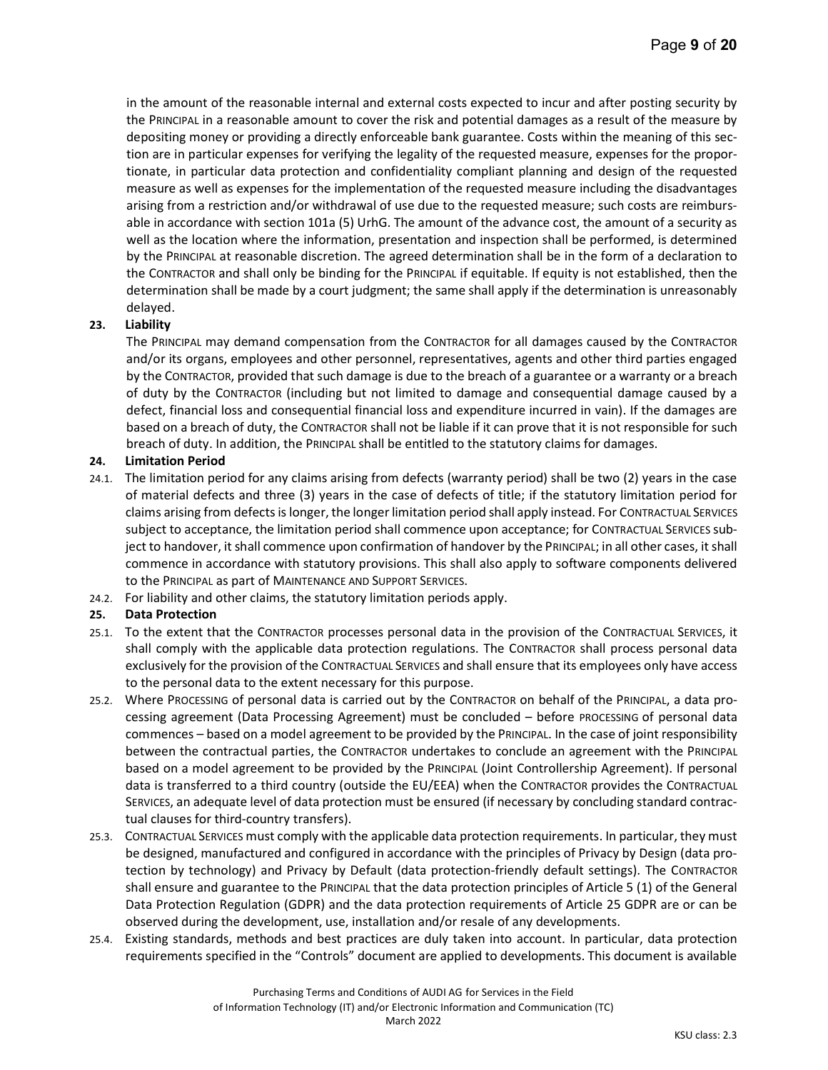in the amount of the reasonable internal and external costs expected to incur and after posting security by the PRINCIPAL in a reasonable amount to cover the risk and potential damages as a result of the measure by depositing money or providing a directly enforceable bank guarantee. Costs within the meaning of this section are in particular expenses for verifying the legality of the requested measure, expenses for the proportionate, in particular data protection and confidentiality compliant planning and design of the requested measure as well as expenses for the implementation of the requested measure including the disadvantages arising from a restriction and/or withdrawal of use due to the requested measure; such costs are reimbursable in accordance with section 101a (5) UrhG. The amount of the advance cost, the amount of a security as well as the location where the information, presentation and inspection shall be performed, is determined by the PRINCIPAL at reasonable discretion. The agreed determination shall be in the form of a declaration to the CONTRACTOR and shall only be binding for the PRINCIPAL if equitable. If equity is not established, then the determination shall be made by a court judgment; the same shall apply if the determination is unreasonably delayed.

**23. Liability**

The PRINCIPAL may demand compensation from the CONTRACTOR for all damages caused by the CONTRACTOR and/or its organs, employees and other personnel, representatives, agents and other third parties engaged by the CONTRACTOR, provided that such damage is due to the breach of a guarantee or a warranty or a breach of duty by the CONTRACTOR (including but not limited to damage and consequential damage caused by a defect, financial loss and consequential financial loss and expenditure incurred in vain). If the damages are based on a breach of duty, the CONTRACTOR shall not be liable if it can prove that it is not responsible for such breach of duty. In addition, the PRINCIPAL shall be entitled to the statutory claims for damages.

**24. Limitation Period**

24.1. The limitation period for any claims arising from defects (warranty period) shall be two (2) years in the case of material defects and three (3) years in the case of defects of title; if the statutory limitation period for claims arising from defects is longer, the longer limitation period shall apply instead. For CONTRACTUAL SERVICES subject to acceptance, the limitation period shall commence upon acceptance; for CONTRACTUAL SERVICES subject to handover, it shall commence upon confirmation of handover by the PRINCIPAL; in all other cases, it shall commence in accordance with statutory provisions. This shall also apply to software components delivered to the PRINCIPAL as part of MAINTENANCE AND SUPPORT SERVICES.

24.2. For liability and other claims, the statutory limitation periods apply.

**25. Data Protection**

25.1. To the extent that the CONTRACTOR processes personal data in the provision of the CONTRACTUAL SERVICES, it shall comply with the applicable data protection regulations. The CONTRACTOR shall process personal data exclusively for the provision of the CONTRACTUAL SERVICES and shall ensure that its employees only have access to the personal data to the extent necessary for this purpose.

25.2. Where PROCESSING of personal data is carried out by the CONTRACTOR on behalf of the PRINCIPAL, a data processing agreement (Data Processing Agreement) must be concluded – before PROCESSING of personal data commences – based on a model agreement to be provided by the PRINCIPAL. In the case of joint responsibility between the contractual parties, the CONTRACTOR undertakes to conclude an agreement with the PRINCIPAL based on a model agreement to be provided by the PRINCIPAL (Joint Controllership Agreement). If personal data is transferred to a third country (outside the EU/EEA) when the CONTRACTOR provides the CONTRACTUAL SERVICES, an adequate level of data protection must be ensured (if necessary by concluding standard contractual clauses for third-country transfers).

25.3. CONTRACTUAL SERVICES must comply with the applicable data protection requirements. In particular, they must be designed, manufactured and configured in accordance with the principles of Privacy by Design (data protection by technology) and Privacy by Default (data protection-friendly default settings). The CONTRACTOR shall ensure and guarantee to the PRINCIPAL that the data protection principles of Article 5 (1) of the General Data Protection Regulation (GDPR) and the data protection requirements of Article 25 GDPR are or can be observed during the development, use, installation and/or resale of any developments.

25.4. Existing standards, methods and best practices are duly taken into account. In particular, data protection requirements specified in the "Controls" document are applied to developments. This document is available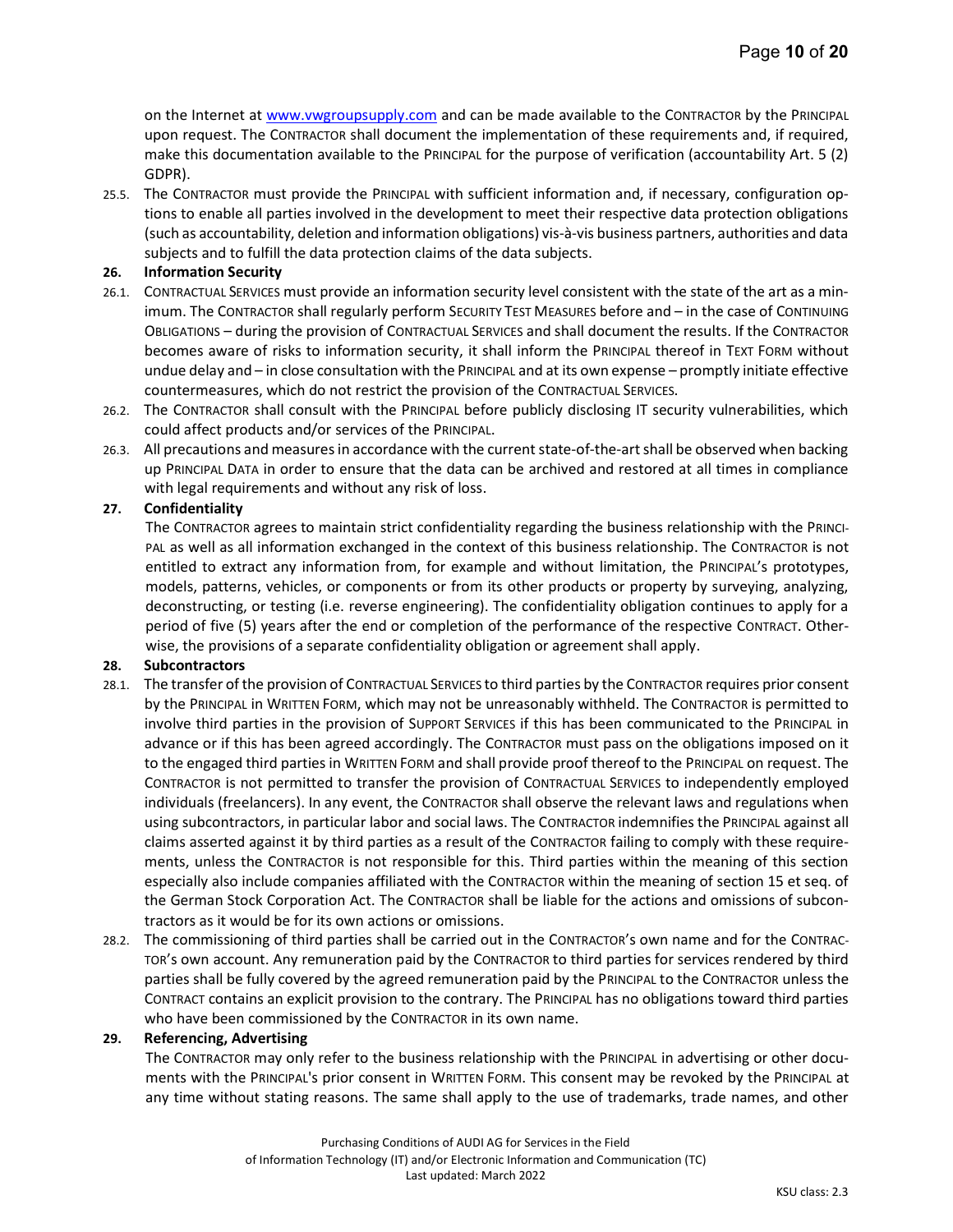on the Internet at www.vwgroupsupply.com and can be made available to the CONTRACTOR by the PRINCIPAL upon request. The CONTRACTOR shall document the implementation of these requirements and, if required, make this documentation available to the PRINCIPAL for the purpose of verification (accountability Art. 5 (2) GDPR).

25.5. The CONTRACTOR must provide the PRINCIPAL with sufficient information and, if necessary, configuration options to enable all parties involved in the development to meet their respective data protection obligations (such as accountability, deletion and information obligations) vis-à-vis business partners, authorities and data subjects and to fulfill the data protection claims of the data subjects.

**26. Information Security**

26.1. CONTRACTUAL SERVICES must provide an information security level consistent with the state of the art as a minimum. The CONTRACTOR shall regularly perform SECURITY TEST MEASURES before and – in the case of CONTINUING OBLIGATIONS – during the provision of CONTRACTUAL SERVICES and shall document the results. If the CONTRACTOR becomes aware of risks to information security, it shall inform the PRINCIPAL thereof in TEXT FORM without undue delay and – in close consultation with the PRINCIPAL and at its own expense – promptly initiate effective countermeasures, which do not restrict the provision of the CONTRACTUAL SERVICES.

26.2. The CONTRACTOR shall consult with the PRINCIPAL before publicly disclosing IT security vulnerabilities, which could affect products and/or services of the PRINCIPAL.

26.3. All precautions and measures in accordance with the current state-of-the-art shall be observed when backing up PRINCIPAL DATA in order to ensure that the data can be archived and restored at all times in compliance with legal requirements and without any risk of loss.

**27. Confidentiality**

The CONTRACTOR agrees to maintain strict confidentiality regarding the business relationship with the PRINCIPAL as well as all information exchanged in the context of this business relationship. The CONTRACTOR is not entitled to extract any information from, for example and without limitation, the PRINCIPAL's prototypes, models, patterns, vehicles, or components or from its other products or property by surveying, analyzing, deconstructing, or testing (i.e. reverse engineering). The confidentiality obligation continues to apply for a period of five (5) years after the end or completion of the performance of the respective CONTRACT. Otherwise, the provisions of a separate confidentiality obligation or agreement shall apply.

**28. Subcontractors**

28.1. The transfer of the provision of CONTRACTUAL SERVICES to third parties by the CONTRACTOR requires prior consent by the PRINCIPAL in WRITTEN FORM, which may not be unreasonably withheld. The CONTRACTOR is permitted to involve third parties in the provision of SUPPORT SERVICES if this has been communicated to the PRINCIPAL in advance or if this has been agreed accordingly. The CONTRACTOR must pass on the obligations imposed on it to the engaged third parties in WRITTEN FORM and shall provide proof thereof to the PRINCIPAL on request. The CONTRACTOR is not permitted to transfer the provision of CONTRACTUAL SERVICES to independently employed individuals (freelancers). In any event, the CONTRACTOR shall observe the relevant laws and regulations when using subcontractors, in particular labor and social laws. The CONTRACTOR indemnifies the PRINCIPAL against all claims asserted against it by third parties as a result of the CONTRACTOR failing to comply with these requirements, unless the CONTRACTOR is not responsible for this. Third parties within the meaning of this section especially also include companies affiliated with the CONTRACTOR within the meaning of section 15 et seq. of the German Stock Corporation Act. The CONTRACTOR shall be liable for the actions and omissions of subcontractors as it would be for its own actions or omissions.

28.2. The commissioning of third parties shall be carried out in the CONTRACTOR's own name and for the CONTRACTOR's own account. Any remuneration paid by the CONTRACTOR to third parties for services rendered by third parties shall be fully covered by the agreed remuneration paid by the PRINCIPAL to the CONTRACTOR unless the CONTRACT contains an explicit provision to the contrary. The PRINCIPAL has no obligations toward third parties who have been commissioned by the CONTRACTOR in its own name.

**29. Referencing, Advertising**

The CONTRACTOR may only refer to the business relationship with the PRINCIPAL in advertising or other documents with the PRINCIPAL's prior consent in WRITTEN FORM. This consent may be revoked by the PRINCIPAL at any time without stating reasons. The same shall apply to the use of trademarks, trade names, and other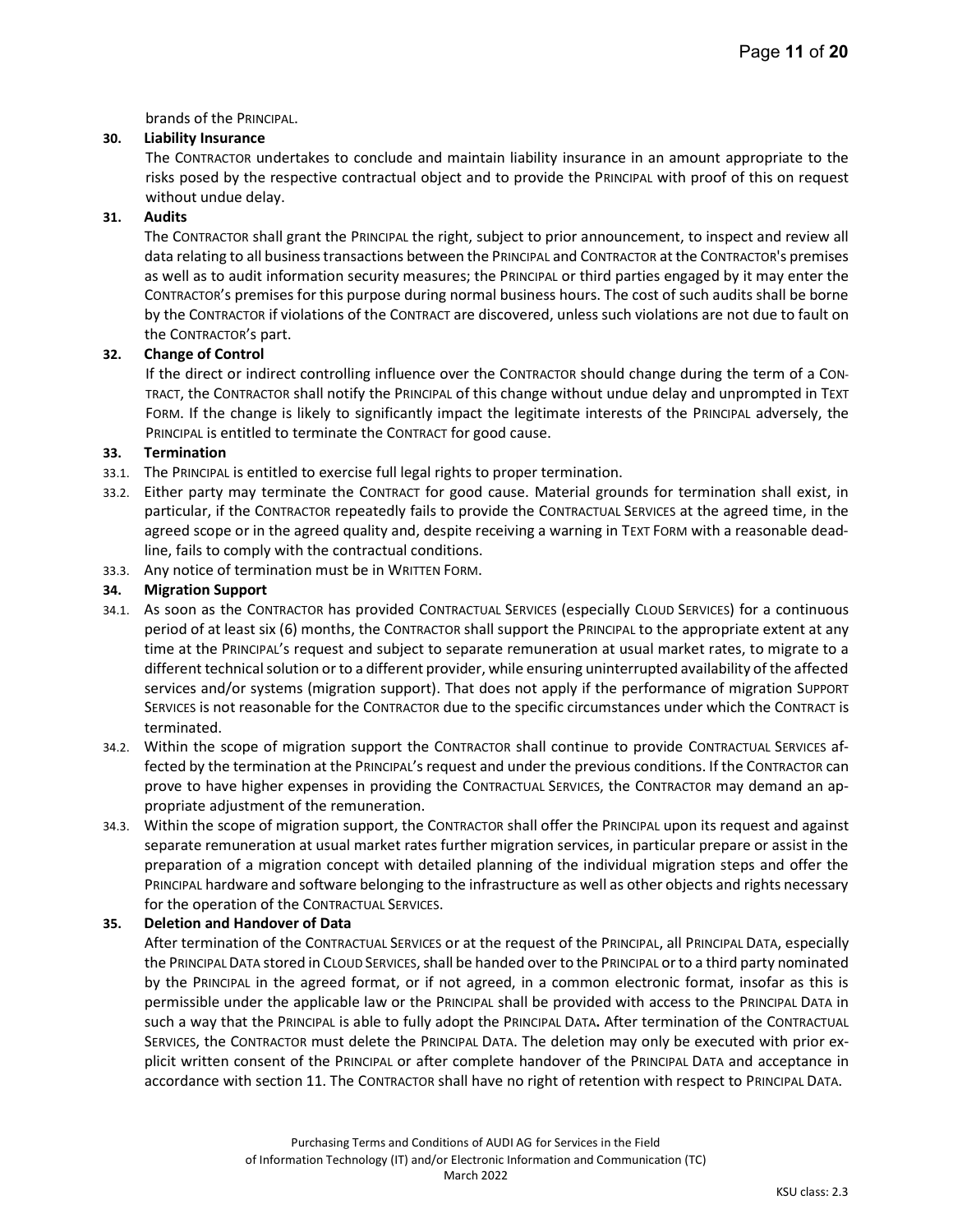brands of the PRINCIPAL.

**30. Liability Insurance**

The CONTRACTOR undertakes to conclude and maintain liability insurance in an amount appropriate to the risks posed by the respective contractual object and to provide the PRINCIPAL with proof of this on request without undue delay.

**31. Audits**

The CONTRACTOR shall grant the PRINCIPAL the right, subject to prior announcement, to inspect and review all data relating to all business transactions between the PRINCIPAL and CONTRACTOR at the CONTRACTOR's premises as well as to audit information security measures; the PRINCIPAL or third parties engaged by it may enter the CONTRACTOR's premises for this purpose during normal business hours. The cost of such audits shall be borne by the CONTRACTOR if violations of the CONTRACT are discovered, unless such violations are not due to fault on the CONTRACTOR's part.

**32. Change of Control**

If the direct or indirect controlling influence over the CONTRACTOR should change during the term of a CONTRACT, the CONTRACTOR shall notify the PRINCIPAL of this change without undue delay and unprompted in TEXT FORM. If the change is likely to significantly impact the legitimate interests of the PRINCIPAL adversely, the PRINCIPAL is entitled to terminate the CONTRACT for good cause.

**33. Termination**

33.1. The PRINCIPAL is entitled to exercise full legal rights to proper termination.

33.2. Either party may terminate the CONTRACT for good cause. Material grounds for termination shall exist, in particular, if the CONTRACTOR repeatedly fails to provide the CONTRACTUAL SERVICES at the agreed time, in the agreed scope or in the agreed quality and, despite receiving a warning in TEXT FORM with a reasonable deadline, fails to comply with the contractual conditions.

33.3. Any notice of termination must be in WRITTEN FORM.

**34. Migration Support**

34.1. As soon as the CONTRACTOR has provided CONTRACTUAL SERVICES (especially CLOUD SERVICES) for a continuous period of at least six (6) months, the CONTRACTOR shall support the PRINCIPAL to the appropriate extent at any time at the PRINCIPAL's request and subject to separate remuneration at usual market rates, to migrate to a different technical solution or to a different provider, while ensuring uninterrupted availability of the affected services and/or systems (migration support). That does not apply if the performance of migration SUPPORT SERVICES is not reasonable for the CONTRACTOR due to the specific circumstances under which the CONTRACT is terminated.

34.2. Within the scope of migration support the CONTRACTOR shall continue to provide CONTRACTUAL SERVICES affected by the termination at the PRINCIPAL's request and under the previous conditions. If the CONTRACTOR can prove to have higher expenses in providing the CONTRACTUAL SERVICES, the CONTRACTOR may demand an appropriate adjustment of the remuneration.

34.3. Within the scope of migration support, the CONTRACTOR shall offer the PRINCIPAL upon its request and against separate remuneration at usual market rates further migration services, in particular prepare or assist in the preparation of a migration concept with detailed planning of the individual migration steps and offer the PRINCIPAL hardware and software belonging to the infrastructure as well as other objects and rights necessary for the operation of the CONTRACTUAL SERVICES.

**35. Deletion and Handover of Data**

After termination of the CONTRACTUAL SERVICES or at the request of the PRINCIPAL, all PRINCIPAL DATA, especially the PRINCIPAL DATA stored in CLOUD SERVICES, shall be handed over to the PRINCIPAL or to a third party nominated by the PRINCIPAL in the agreed format, or if not agreed, in a common electronic format, insofar as this is permissible under the applicable law or the PRINCIPAL shall be provided with access to the PRINCIPAL DATA in such a way that the PRINCIPAL is able to fully adopt the PRINCIPAL DATA**.** After termination of the CONTRACTUAL SERVICES, the CONTRACTOR must delete the PRINCIPAL DATA. The deletion may only be executed with prior explicit written consent of the PRINCIPAL or after complete handover of the PRINCIPAL DATA and acceptance in accordance with section 11. The CONTRACTOR shall have no right of retention with respect to PRINCIPAL DATA.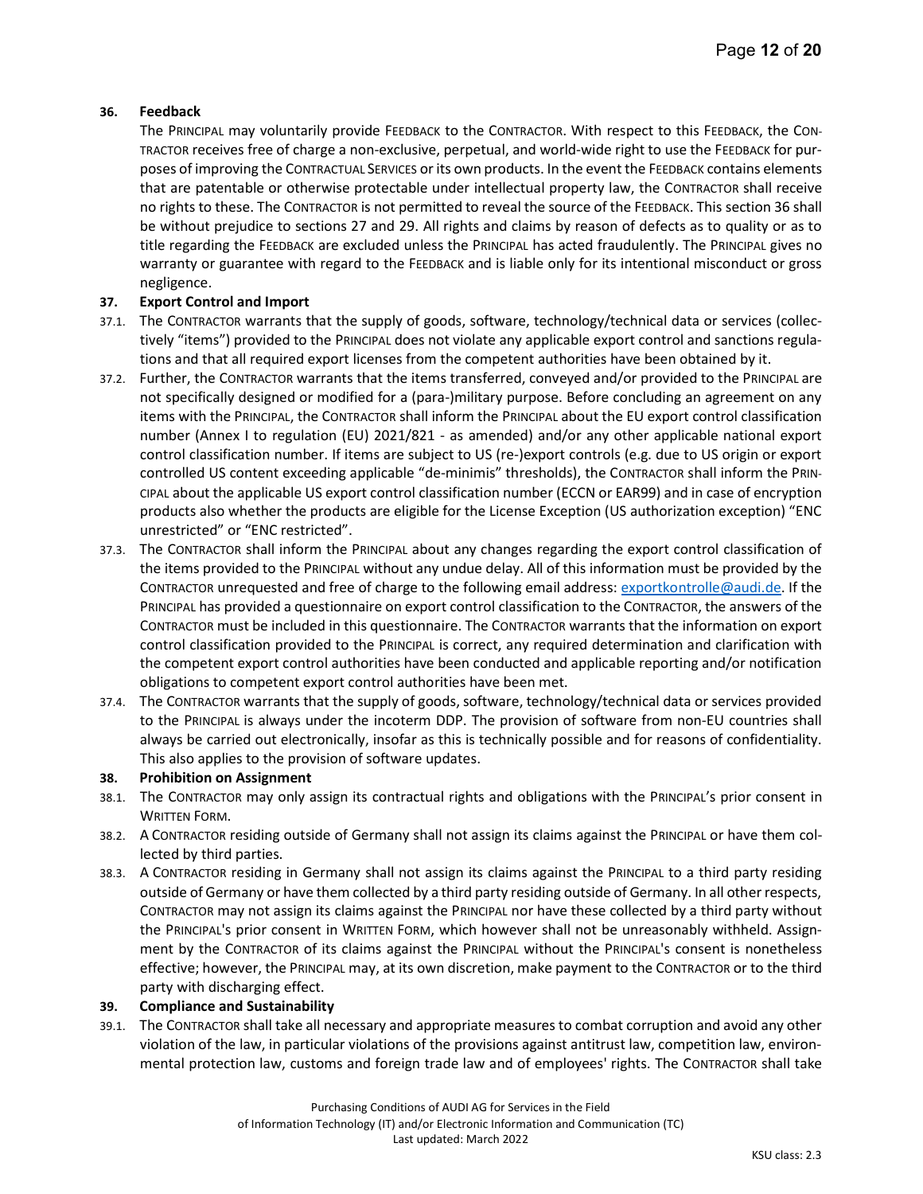## 36. Feedback

The PRINCIPAL may voluntarily provide FEEDBACK to the CONTRACTOR. With respect to this FEEDBACK, the CONTRACTOR receives free of charge a non-exclusive, perpetual, and world-wide right to use the FEEDBACK for purposes of improving the CONTRACTUAL SERVICES or its own products. In the event the FEEDBACK contains elements that are patentable or otherwise protectable under intellectual property law, the CONTRACTOR shall receive no rights to these. The CONTRACTOR is not permitted to reveal the source of the FEEDBACK. This section 36 shall be without prejudice to sections 27 and 29. All rights and claims by reason of defects as to quality or as to title regarding the FEEDBACK are excluded unless the PRINCIPAL has acted fraudulently. The PRINCIPAL gives no warranty or guarantee with regard to the FEEDBACK and is liable only for its intentional misconduct or gross negligence.

## 37. Export Control and Import

37.1. The CONTRACTOR warrants that the supply of goods, software, technology/technical data or services (collectively "items") provided to the PRINCIPAL does not violate any applicable export control and sanctions regulations and that all required export licenses from the competent authorities have been obtained by it.

37.2. Further, the CONTRACTOR warrants that the items transferred, conveyed and/or provided to the PRINCIPAL are not specifically designed or modified for a (para-)military purpose. Before concluding an agreement on any items with the PRINCIPAL, the CONTRACTOR shall inform the PRINCIPAL about the EU export control classification number (Annex I to regulation (EU) 2021/821 - as amended) and/or any other applicable national export control classification number. If items are subject to US (re-)export controls (e.g. due to US origin or export controlled US content exceeding applicable "de-minimis" thresholds), the CONTRACTOR shall inform the PRINCIPAL about the applicable US export control classification number (ECCN or EAR99) and in case of encryption products also whether the products are eligible for the License Exception (US authorization exception) "ENC unrestricted" or "ENC restricted".

37.3. The CONTRACTOR shall inform the PRINCIPAL about any changes regarding the export control classification of the items provided to the PRINCIPAL without any undue delay. All of this information must be provided by the CONTRACTOR unrequested and free of charge to the following email address: exportkontrolle@audi.de. If the PRINCIPAL has provided a questionnaire on export control classification to the CONTRACTOR, the answers of the CONTRACTOR must be included in this questionnaire. The CONTRACTOR warrants that the information on export control classification provided to the PRINCIPAL is correct, any required determination and clarification with the competent export control authorities have been conducted and applicable reporting and/or notification obligations to competent export control authorities have been met.

37.4. The CONTRACTOR warrants that the supply of goods, software, technology/technical data or services provided to the PRINCIPAL is always under the incoterm DDP. The provision of software from non-EU countries shall always be carried out electronically, insofar as this is technically possible and for reasons of confidentiality. This also applies to the provision of software updates.

## 38. Prohibition on Assignment

38.1. The CONTRACTOR may only assign its contractual rights and obligations with the PRINCIPAL's prior consent in WRITTEN FORM.

38.2. A CONTRACTOR residing outside of Germany shall not assign its claims against the PRINCIPAL or have them collected by third parties.

38.3. A CONTRACTOR residing in Germany shall not assign its claims against the PRINCIPAL to a third party residing outside of Germany or have them collected by a third party residing outside of Germany. In all other respects, CONTRACTOR may not assign its claims against the PRINCIPAL nor have these collected by a third party without the PRINCIPAL's prior consent in WRITTEN FORM, which however shall not be unreasonably withheld. Assignment by the CONTRACTOR of its claims against the PRINCIPAL without the PRINCIPAL's consent is nonetheless effective; however, the PRINCIPAL may, at its own discretion, make payment to the CONTRACTOR or to the third party with discharging effect.

## 39. Compliance and Sustainability

39.1. The CONTRACTOR shall take all necessary and appropriate measures to combat corruption and avoid any other violation of the law, in particular violations of the provisions against antitrust law, competition law, environmental protection law, customs and foreign trade law and of employees' rights. The CONTRACTOR shall take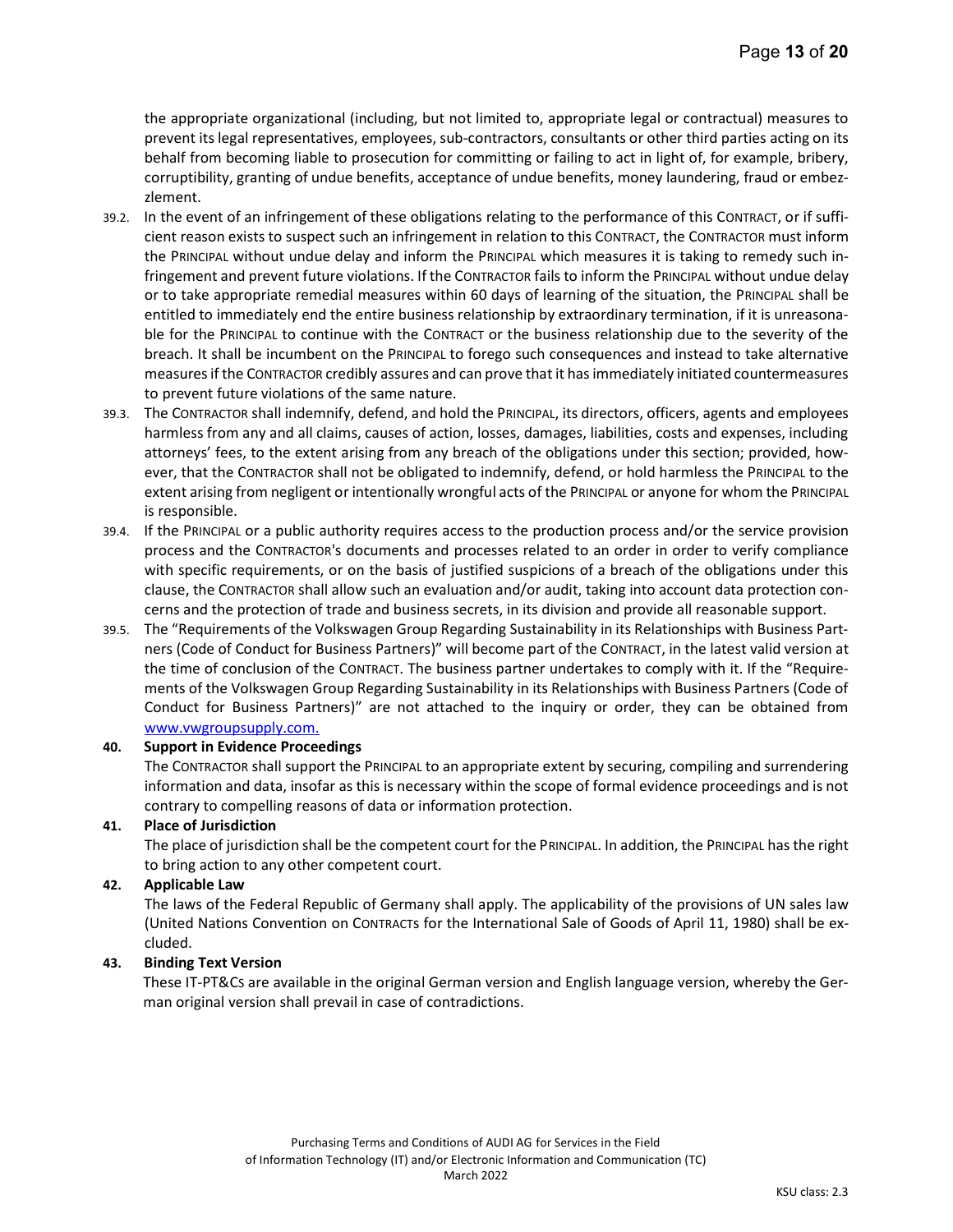the appropriate organizational (including, but not limited to, appropriate legal or contractual) measures to prevent its legal representatives, employees, sub-contractors, consultants or other third parties acting on its behalf from becoming liable to prosecution for committing or failing to act in light of, for example, bribery, corruptibility, granting of undue benefits, acceptance of undue benefits, money laundering, fraud or embezzlement.

39.2. In the event of an infringement of these obligations relating to the performance of this CONTRACT, or if sufficient reason exists to suspect such an infringement in relation to this CONTRACT, the CONTRACTOR must inform the PRINCIPAL without undue delay and inform the PRINCIPAL which measures it is taking to remedy such infringement and prevent future violations. If the CONTRACTOR fails to inform the PRINCIPAL without undue delay or to take appropriate remedial measures within 60 days of learning of the situation, the PRINCIPAL shall be entitled to immediately end the entire business relationship by extraordinary termination, if it is unreasonable for the PRINCIPAL to continue with the CONTRACT or the business relationship due to the severity of the breach. It shall be incumbent on the PRINCIPAL to forego such consequences and instead to take alternative measures if the CONTRACTOR credibly assures and can prove that it has immediately initiated countermeasures to prevent future violations of the same nature.

39.3. The CONTRACTOR shall indemnify, defend, and hold the PRINCIPAL, its directors, officers, agents and employees harmless from any and all claims, causes of action, losses, damages, liabilities, costs and expenses, including attorneys' fees, to the extent arising from any breach of the obligations under this section; provided, however, that the CONTRACTOR shall not be obligated to indemnify, defend, or hold harmless the PRINCIPAL to the extent arising from negligent or intentionally wrongful acts of the PRINCIPAL or anyone for whom the PRINCIPAL is responsible.

39.4. If the PRINCIPAL or a public authority requires access to the production process and/or the service provision process and the CONTRACTOR's documents and processes related to an order in order to verify compliance with specific requirements, or on the basis of justified suspicions of a breach of the obligations under this clause, the CONTRACTOR shall allow such an evaluation and/or audit, taking into account data protection concerns and the protection of trade and business secrets, in its division and provide all reasonable support.

39.5. The "Requirements of the Volkswagen Group Regarding Sustainability in its Relationships with Business Partners (Code of Conduct for Business Partners)" will become part of the CONTRACT, in the latest valid version at the time of conclusion of the CONTRACT. The business partner undertakes to comply with it. If the "Requirements of the Volkswagen Group Regarding Sustainability in its Relationships with Business Partners (Code of Conduct for Business Partners)" are not attached to the inquiry or order, they can be obtained from www.vwgroupsupply.com.

**40. Support in Evidence Proceedings**

The CONTRACTOR shall support the PRINCIPAL to an appropriate extent by securing, compiling and surrendering information and data, insofar as this is necessary within the scope of formal evidence proceedings and is not contrary to compelling reasons of data or information protection.

**41. Place of Jurisdiction**

The place of jurisdiction shall be the competent court for the PRINCIPAL. In addition, the PRINCIPAL has the right to bring action to any other competent court.

**42. Applicable Law**

The laws of the Federal Republic of Germany shall apply. The applicability of the provisions of UN sales law (United Nations Convention on CONTRACTs for the International Sale of Goods of April 11, 1980) shall be excluded.

**43. Binding Text Version**

These IT-PT&Cs are available in the original German version and English language version, whereby the German original version shall prevail in case of contradictions.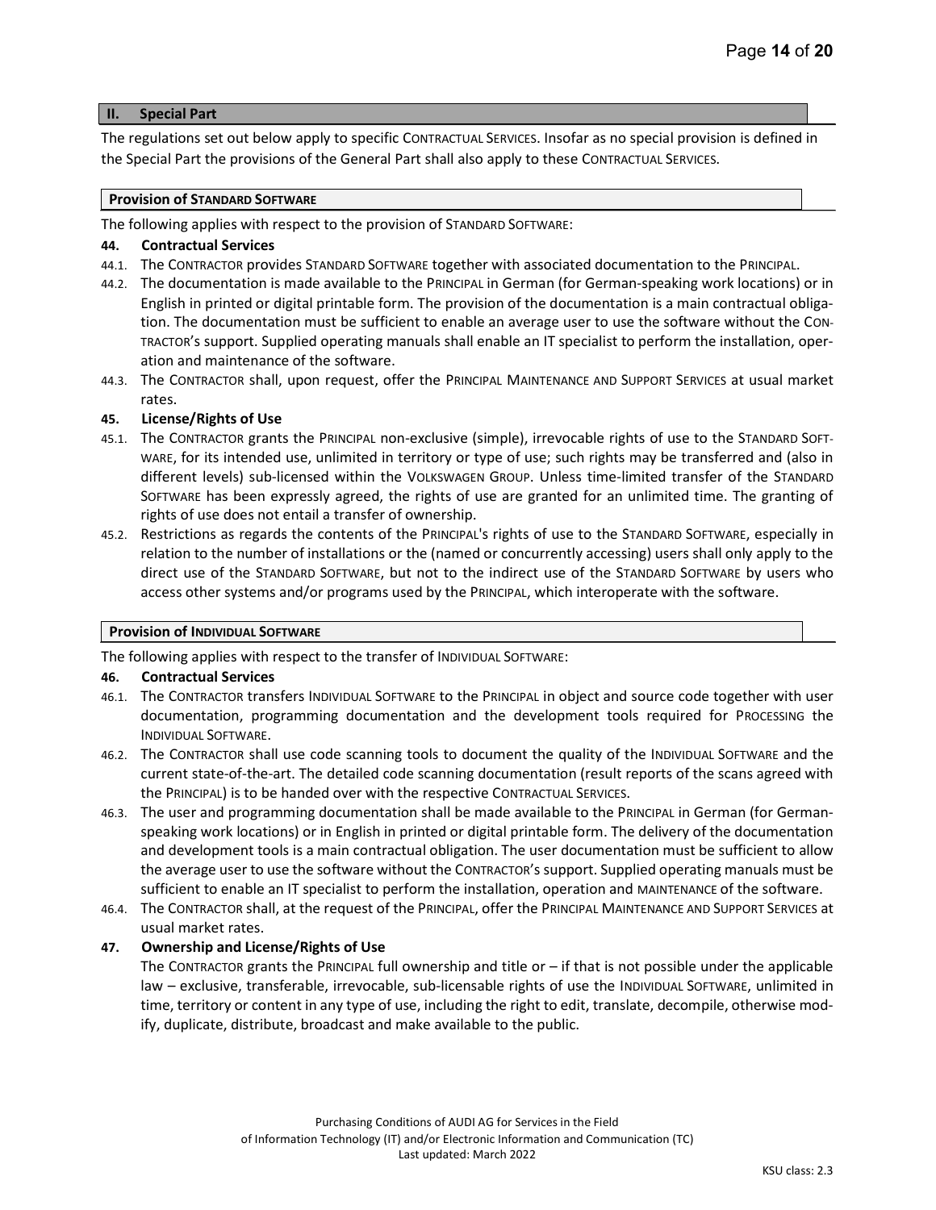## II. Special Part

The regulations set out below apply to specific CONTRACTUAL SERVICES. Insofar as no special provision is defined in the Special Part the provisions of the General Part shall also apply to these CONTRACTUAL SERVICES.

### Provision of STANDARD SOFTWARE

The following applies with respect to the provision of STANDARD SOFTWARE:

**44. Contractual Services**

44.1. The CONTRACTOR provides STANDARD SOFTWARE together with associated documentation to the PRINCIPAL.

44.2. The documentation is made available to the PRINCIPAL in German (for German-speaking work locations) or in English in printed or digital printable form. The provision of the documentation is a main contractual obligation. The documentation must be sufficient to enable an average user to use the software without the CONTRACTOR's support. Supplied operating manuals shall enable an IT specialist to perform the installation, operation and maintenance of the software.

44.3. The CONTRACTOR shall, upon request, offer the PRINCIPAL MAINTENANCE AND SUPPORT SERVICES at usual market rates.

**45. License/Rights of Use**

45.1. The CONTRACTOR grants the PRINCIPAL non-exclusive (simple), irrevocable rights of use to the STANDARD SOFTWARE, for its intended use, unlimited in territory or type of use; such rights may be transferred and (also in different levels) sub-licensed within the VOLKSWAGEN GROUP. Unless time-limited transfer of the STANDARD SOFTWARE has been expressly agreed, the rights of use are granted for an unlimited time. The granting of rights of use does not entail a transfer of ownership.

45.2. Restrictions as regards the contents of the PRINCIPAL's rights of use to the STANDARD SOFTWARE, especially in relation to the number of installations or the (named or concurrently accessing) users shall only apply to the direct use of the STANDARD SOFTWARE, but not to the indirect use of the STANDARD SOFTWARE by users who access other systems and/or programs used by the PRINCIPAL, which interoperate with the software.

### Provision of INDIVIDUAL SOFTWARE

The following applies with respect to the transfer of INDIVIDUAL SOFTWARE:

**46. Contractual Services**

46.1. The CONTRACTOR transfers INDIVIDUAL SOFTWARE to the PRINCIPAL in object and source code together with user documentation, programming documentation and the development tools required for PROCESSING the INDIVIDUAL SOFTWARE.

46.2. The CONTRACTOR shall use code scanning tools to document the quality of the INDIVIDUAL SOFTWARE and the current state-of-the-art. The detailed code scanning documentation (result reports of the scans agreed with the PRINCIPAL) is to be handed over with the respective CONTRACTUAL SERVICES.

46.3. The user and programming documentation shall be made available to the PRINCIPAL in German (for German-speaking work locations) or in English in printed or digital printable form. The delivery of the documentation and development tools is a main contractual obligation. The user documentation must be sufficient to allow the average user to use the software without the CONTRACTOR's support. Supplied operating manuals must be sufficient to enable an IT specialist to perform the installation, operation and MAINTENANCE of the software.

46.4. The CONTRACTOR shall, at the request of the PRINCIPAL, offer the PRINCIPAL MAINTENANCE AND SUPPORT SERVICES at usual market rates.

**47. Ownership and License/Rights of Use**

The CONTRACTOR grants the PRINCIPAL full ownership and title or – if that is not possible under the applicable law – exclusive, transferable, irrevocable, sub-licensable rights of use the INDIVIDUAL SOFTWARE, unlimited in time, territory or content in any type of use, including the right to edit, translate, decompile, otherwise modify, duplicate, distribute, broadcast and make available to the public.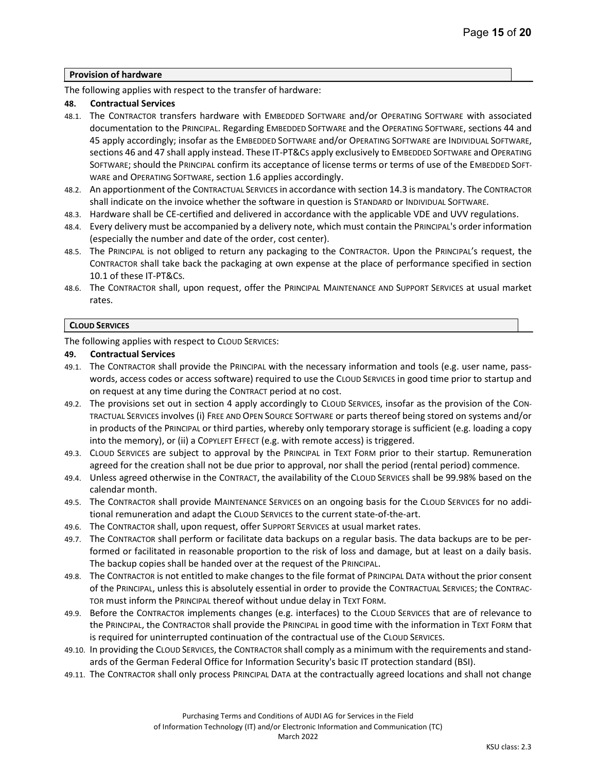## Provision of hardware

The following applies with respect to the transfer of hardware:

### 48. Contractual Services

48.1. The CONTRACTOR transfers hardware with EMBEDDED SOFTWARE and/or OPERATING SOFTWARE with associated documentation to the PRINCIPAL. Regarding EMBEDDED SOFTWARE and the OPERATING SOFTWARE, sections 44 and 45 apply accordingly; insofar as the EMBEDDED SOFTWARE and/or OPERATING SOFTWARE are INDIVIDUAL SOFTWARE, sections 46 and 47 shall apply instead. These IT-PT&Cs apply exclusively to EMBEDDED SOFTWARE and OPERATING SOFTWARE; should the PRINCIPAL confirm its acceptance of license terms or terms of use of the EMBEDDED SOFTWARE and OPERATING SOFTWARE, section 1.6 applies accordingly.

48.2. An apportionment of the CONTRACTUAL SERVICES in accordance with section 14.3 is mandatory. The CONTRACTOR shall indicate on the invoice whether the software in question is STANDARD or INDIVIDUAL SOFTWARE.

48.3. Hardware shall be CE-certified and delivered in accordance with the applicable VDE and UVV regulations.

48.4. Every delivery must be accompanied by a delivery note, which must contain the PRINCIPAL's order information (especially the number and date of the order, cost center).

48.5. The PRINCIPAL is not obliged to return any packaging to the CONTRACTOR. Upon the PRINCIPAL's request, the CONTRACTOR shall take back the packaging at own expense at the place of performance specified in section 10.1 of these IT-PT&Cs.

48.6. The CONTRACTOR shall, upon request, offer the PRINCIPAL MAINTENANCE AND SUPPORT SERVICES at usual market rates.

## CLOUD SERVICES

The following applies with respect to CLOUD SERVICES:

### 49. Contractual Services

49.1. The CONTRACTOR shall provide the PRINCIPAL with the necessary information and tools (e.g. user name, passwords, access codes or access software) required to use the CLOUD SERVICES in good time prior to startup and on request at any time during the CONTRACT period at no cost.

49.2. The provisions set out in section 4 apply accordingly to CLOUD SERVICES, insofar as the provision of the CONTRACTUAL SERVICES involves (i) FREE AND OPEN SOURCE SOFTWARE or parts thereof being stored on systems and/or in products of the PRINCIPAL or third parties, whereby only temporary storage is sufficient (e.g. loading a copy into the memory), or (ii) a COPYLEFT EFFECT (e.g. with remote access) is triggered.

49.3. CLOUD SERVICES are subject to approval by the PRINCIPAL in TEXT FORM prior to their startup. Remuneration agreed for the creation shall not be due prior to approval, nor shall the period (rental period) commence.

49.4. Unless agreed otherwise in the CONTRACT, the availability of the CLOUD SERVICES shall be 99.98% based on the calendar month.

49.5. The CONTRACTOR shall provide MAINTENANCE SERVICES on an ongoing basis for the CLOUD SERVICES for no additional remuneration and adapt the CLOUD SERVICES to the current state-of-the-art.

49.6. The CONTRACTOR shall, upon request, offer SUPPORT SERVICES at usual market rates.

49.7. The CONTRACTOR shall perform or facilitate data backups on a regular basis. The data backups are to be performed or facilitated in reasonable proportion to the risk of loss and damage, but at least on a daily basis. The backup copies shall be handed over at the request of the PRINCIPAL.

49.8. The CONTRACTOR is not entitled to make changes to the file format of PRINCIPAL DATA without the prior consent of the PRINCIPAL, unless this is absolutely essential in order to provide the CONTRACTUAL SERVICES; the CONTRACTOR must inform the PRINCIPAL thereof without undue delay in TEXT FORM.

49.9. Before the CONTRACTOR implements changes (e.g. interfaces) to the CLOUD SERVICES that are of relevance to the PRINCIPAL, the CONTRACTOR shall provide the PRINCIPAL in good time with the information in TEXT FORM that is required for uninterrupted continuation of the contractual use of the CLOUD SERVICES.

49.10. In providing the CLOUD SERVICES, the CONTRACTOR shall comply as a minimum with the requirements and standards of the German Federal Office for Information Security's basic IT protection standard (BSI).

49.11. The CONTRACTOR shall only process PRINCIPAL DATA at the contractually agreed locations and shall not change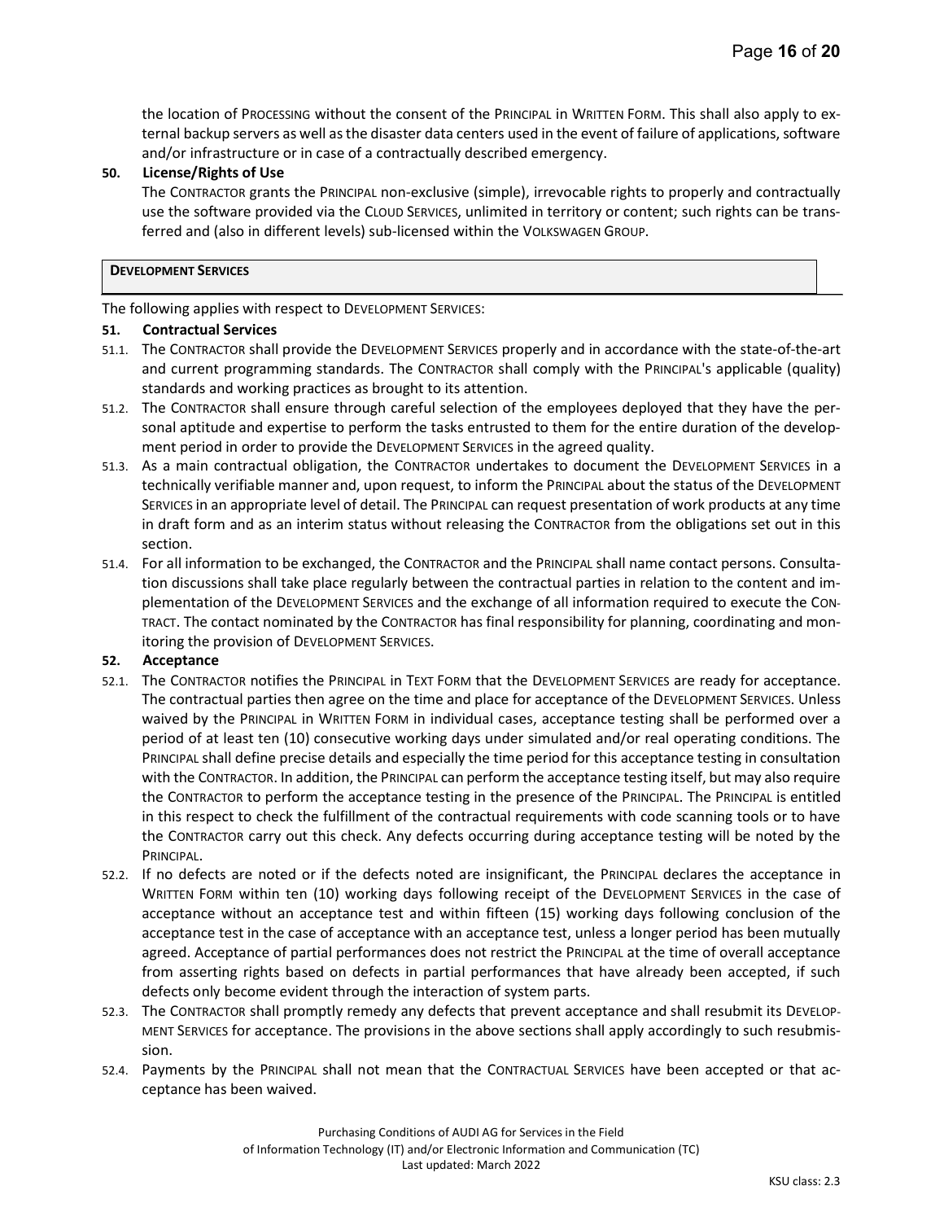the location of PROCESSING without the consent of the PRINCIPAL in WRITTEN FORM. This shall also apply to external backup servers as well as the disaster data centers used in the event of failure of applications, software and/or infrastructure or in case of a contractually described emergency.

**50. License/Rights of Use**

The CONTRACTOR grants the PRINCIPAL non-exclusive (simple), irrevocable rights to properly and contractually use the software provided via the CLOUD SERVICES, unlimited in territory or content; such rights can be transferred and (also in different levels) sub-licensed within the VOLKSWAGEN GROUP.

## DEVELOPMENT SERVICES

The following applies with respect to DEVELOPMENT SERVICES:

**51. Contractual Services**

51.1. The CONTRACTOR shall provide the DEVELOPMENT SERVICES properly and in accordance with the state-of-the-art and current programming standards. The CONTRACTOR shall comply with the PRINCIPAL's applicable (quality) standards and working practices as brought to its attention.

51.2. The CONTRACTOR shall ensure through careful selection of the employees deployed that they have the personal aptitude and expertise to perform the tasks entrusted to them for the entire duration of the development period in order to provide the DEVELOPMENT SERVICES in the agreed quality.

51.3. As a main contractual obligation, the CONTRACTOR undertakes to document the DEVELOPMENT SERVICES in a technically verifiable manner and, upon request, to inform the PRINCIPAL about the status of the DEVELOPMENT SERVICES in an appropriate level of detail. The PRINCIPAL can request presentation of work products at any time in draft form and as an interim status without releasing the CONTRACTOR from the obligations set out in this section.

51.4. For all information to be exchanged, the CONTRACTOR and the PRINCIPAL shall name contact persons. Consultation discussions shall take place regularly between the contractual parties in relation to the content and implementation of the DEVELOPMENT SERVICES and the exchange of all information required to execute the CONTRACT. The contact nominated by the CONTRACTOR has final responsibility for planning, coordinating and monitoring the provision of DEVELOPMENT SERVICES.

**52. Acceptance**

52.1. The CONTRACTOR notifies the PRINCIPAL in TEXT FORM that the DEVELOPMENT SERVICES are ready for acceptance. The contractual parties then agree on the time and place for acceptance of the DEVELOPMENT SERVICES. Unless waived by the PRINCIPAL in WRITTEN FORM in individual cases, acceptance testing shall be performed over a period of at least ten (10) consecutive working days under simulated and/or real operating conditions. The PRINCIPAL shall define precise details and especially the time period for this acceptance testing in consultation with the CONTRACTOR. In addition, the PRINCIPAL can perform the acceptance testing itself, but may also require the CONTRACTOR to perform the acceptance testing in the presence of the PRINCIPAL. The PRINCIPAL is entitled in this respect to check the fulfillment of the contractual requirements with code scanning tools or to have the CONTRACTOR carry out this check. Any defects occurring during acceptance testing will be noted by the PRINCIPAL.

52.2. If no defects are noted or if the defects noted are insignificant, the PRINCIPAL declares the acceptance in WRITTEN FORM within ten (10) working days following receipt of the DEVELOPMENT SERVICES in the case of acceptance without an acceptance test and within fifteen (15) working days following conclusion of the acceptance test in the case of acceptance with an acceptance test, unless a longer period has been mutually agreed. Acceptance of partial performances does not restrict the PRINCIPAL at the time of overall acceptance from asserting rights based on defects in partial performances that have already been accepted, if such defects only become evident through the interaction of system parts.

52.3. The CONTRACTOR shall promptly remedy any defects that prevent acceptance and shall resubmit its DEVELOPMENT SERVICES for acceptance. The provisions in the above sections shall apply accordingly to such resubmission.

52.4. Payments by the PRINCIPAL shall not mean that the CONTRACTUAL SERVICES have been accepted or that acceptance has been waived.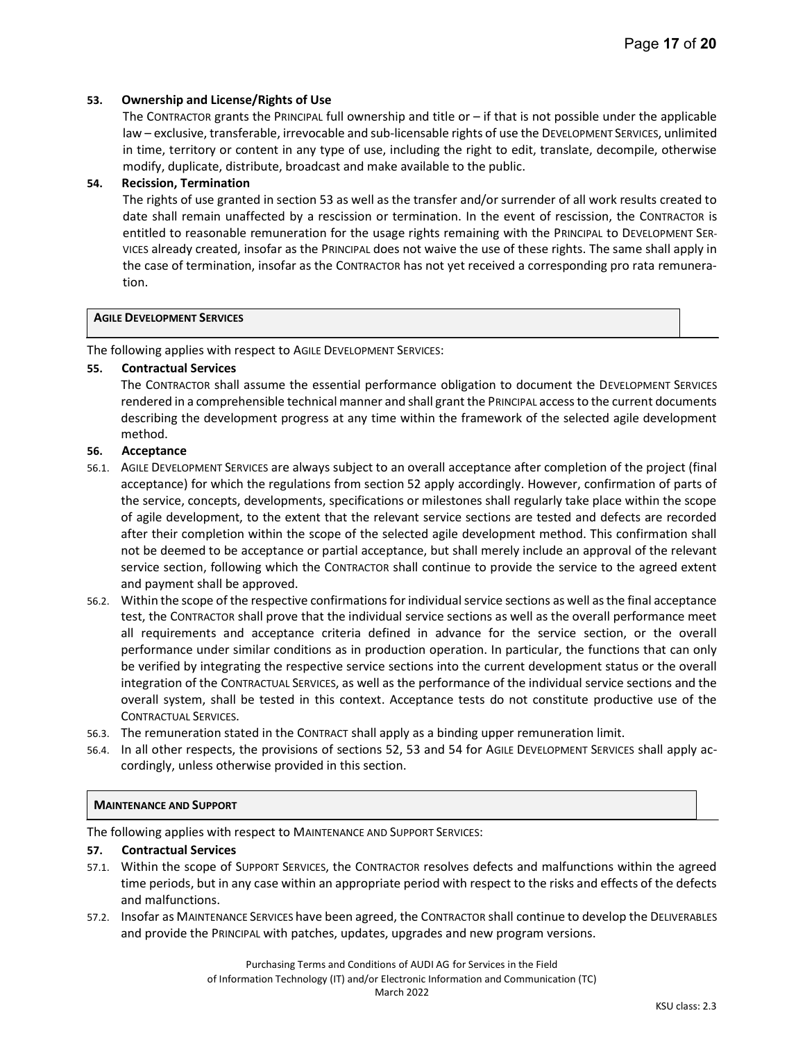**53. Ownership and License/Rights of Use**

The CONTRACTOR grants the PRINCIPAL full ownership and title or – if that is not possible under the applicable law – exclusive, transferable, irrevocable and sub-licensable rights of use the DEVELOPMENT SERVICES, unlimited in time, territory or content in any type of use, including the right to edit, translate, decompile, otherwise modify, duplicate, distribute, broadcast and make available to the public.

**54. Recission, Termination**

The rights of use granted in section 53 as well as the transfer and/or surrender of all work results created to date shall remain unaffected by a rescission or termination. In the event of rescission, the CONTRACTOR is entitled to reasonable remuneration for the usage rights remaining with the PRINCIPAL to DEVELOPMENT SERVICES already created, insofar as the PRINCIPAL does not waive the use of these rights. The same shall apply in the case of termination, insofar as the CONTRACTOR has not yet received a corresponding pro rata remuneration.

## AGILE DEVELOPMENT SERVICES

The following applies with respect to AGILE DEVELOPMENT SERVICES:

**55. Contractual Services**

The CONTRACTOR shall assume the essential performance obligation to document the DEVELOPMENT SERVICES rendered in a comprehensible technical manner and shall grant the PRINCIPAL access to the current documents describing the development progress at any time within the framework of the selected agile development method.

**56. Acceptance**

56.1. AGILE DEVELOPMENT SERVICES are always subject to an overall acceptance after completion of the project (final acceptance) for which the regulations from section 52 apply accordingly. However, confirmation of parts of the service, concepts, developments, specifications or milestones shall regularly take place within the scope of agile development, to the extent that the relevant service sections are tested and defects are recorded after their completion within the scope of the selected agile development method. This confirmation shall not be deemed to be acceptance or partial acceptance, but shall merely include an approval of the relevant service section, following which the CONTRACTOR shall continue to provide the service to the agreed extent and payment shall be approved.

56.2. Within the scope of the respective confirmations for individual service sections as well as the final acceptance test, the CONTRACTOR shall prove that the individual service sections as well as the overall performance meet all requirements and acceptance criteria defined in advance for the service section, or the overall performance under similar conditions as in production operation. In particular, the functions that can only be verified by integrating the respective service sections into the current development status or the overall integration of the CONTRACTUAL SERVICES, as well as the performance of the individual service sections and the overall system, shall be tested in this context. Acceptance tests do not constitute productive use of the CONTRACTUAL SERVICES.

56.3. The remuneration stated in the CONTRACT shall apply as a binding upper remuneration limit.

56.4. In all other respects, the provisions of sections 52, 53 and 54 for AGILE DEVELOPMENT SERVICES shall apply accordingly, unless otherwise provided in this section.

## MAINTENANCE AND SUPPORT

The following applies with respect to MAINTENANCE AND SUPPORT SERVICES:

**57. Contractual Services**

57.1. Within the scope of SUPPORT SERVICES, the CONTRACTOR resolves defects and malfunctions within the agreed time periods, but in any case within an appropriate period with respect to the risks and effects of the defects and malfunctions.

57.2. Insofar as MAINTENANCE SERVICES have been agreed, the CONTRACTOR shall continue to develop the DELIVERABLES and provide the PRINCIPAL with patches, updates, upgrades and new program versions.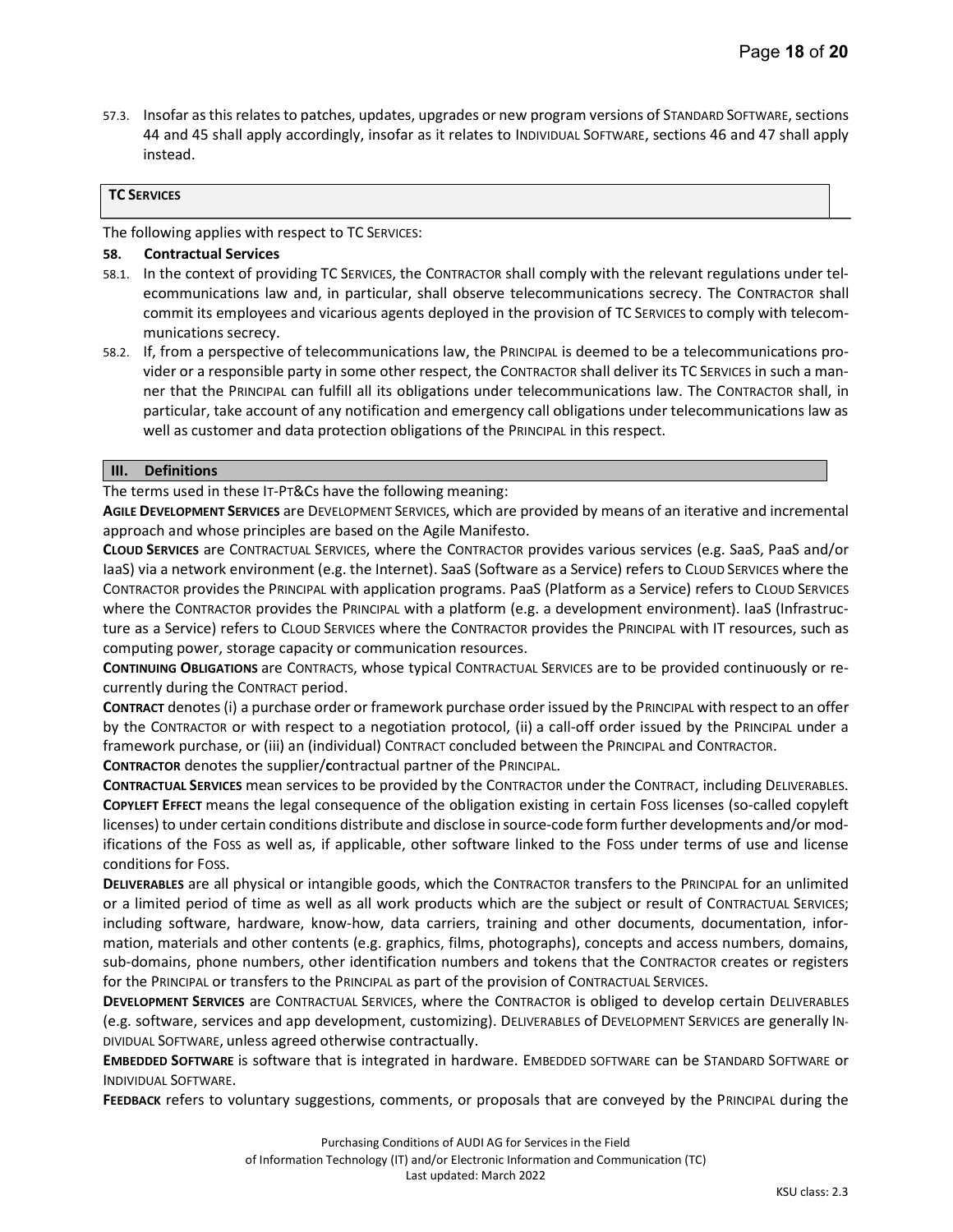57.3. Insofar as this relates to patches, updates, upgrades or new program versions of STANDARD SOFTWARE, sections 44 and 45 shall apply accordingly, insofar as it relates to INDIVIDUAL SOFTWARE, sections 46 and 47 shall apply instead.

**TC SERVICES**

The following applies with respect to TC SERVICES:

**58. Contractual Services**

58.1. In the context of providing TC SERVICES, the CONTRACTOR shall comply with the relevant regulations under telecommunications law and, in particular, shall observe telecommunications secrecy. The CONTRACTOR shall commit its employees and vicarious agents deployed in the provision of TC SERVICES to comply with telecommunications secrecy.

58.2. If, from a perspective of telecommunications law, the PRINCIPAL is deemed to be a telecommunications provider or a responsible party in some other respect, the CONTRACTOR shall deliver its TC SERVICES in such a manner that the PRINCIPAL can fulfill all its obligations under telecommunications law. The CONTRACTOR shall, in particular, take account of any notification and emergency call obligations under telecommunications law as well as customer and data protection obligations of the PRINCIPAL in this respect.

## III. Definitions

The terms used in these IT-PT&Cs have the following meaning:

**AGILE DEVELOPMENT SERVICES** are DEVELOPMENT SERVICES, which are provided by means of an iterative and incremental approach and whose principles are based on the Agile Manifesto.

**CLOUD SERVICES** are CONTRACTUAL SERVICES, where the CONTRACTOR provides various services (e.g. SaaS, PaaS and/or IaaS) via a network environment (e.g. the Internet). SaaS (Software as a Service) refers to CLOUD SERVICES where the CONTRACTOR provides the PRINCIPAL with application programs. PaaS (Platform as a Service) refers to CLOUD SERVICES where the CONTRACTOR provides the PRINCIPAL with a platform (e.g. a development environment). IaaS (Infrastructure as a Service) refers to CLOUD SERVICES where the CONTRACTOR provides the PRINCIPAL with IT resources, such as computing power, storage capacity or communication resources.

**CONTINUING OBLIGATIONS** are CONTRACTS, whose typical CONTRACTUAL SERVICES are to be provided continuously or recurrently during the CONTRACT period.

**CONTRACT** denotes (i) a purchase order or framework purchase order issued by the PRINCIPAL with respect to an offer by the CONTRACTOR or with respect to a negotiation protocol, (ii) a call-off order issued by the PRINCIPAL under a framework purchase, or (iii) an (individual) CONTRACT concluded between the PRINCIPAL and CONTRACTOR.

**CONTRACTOR** denotes the supplier/**c**ontractual partner of the PRINCIPAL.

**CONTRACTUAL SERVICES** mean services to be provided by the CONTRACTOR under the CONTRACT, including DELIVERABLES.

**COPYLEFT EFFECT** means the legal consequence of the obligation existing in certain FOSS licenses (so-called copyleft licenses) to under certain conditions distribute and disclose in source-code form further developments and/or modifications of the FOSS as well as, if applicable, other software linked to the FOSS under terms of use and license conditions for FOSS.

**DELIVERABLES** are all physical or intangible goods, which the CONTRACTOR transfers to the PRINCIPAL for an unlimited or a limited period of time as well as all work products which are the subject or result of CONTRACTUAL SERVICES; including software, hardware, know-how, data carriers, training and other documents, documentation, information, materials and other contents (e.g. graphics, films, photographs), concepts and access numbers, domains, sub-domains, phone numbers, other identification numbers and tokens that the CONTRACTOR creates or registers for the PRINCIPAL or transfers to the PRINCIPAL as part of the provision of CONTRACTUAL SERVICES.

**DEVELOPMENT SERVICES** are CONTRACTUAL SERVICES, where the CONTRACTOR is obliged to develop certain DELIVERABLES (e.g. software, services and app development, customizing). DELIVERABLES of DEVELOPMENT SERVICES are generally INDIVIDUAL SOFTWARE, unless agreed otherwise contractually.

**EMBEDDED SOFTWARE** is software that is integrated in hardware. EMBEDDED SOFTWARE can be STANDARD SOFTWARE or INDIVIDUAL SOFTWARE.

**FEEDBACK** refers to voluntary suggestions, comments, or proposals that are conveyed by the PRINCIPAL during the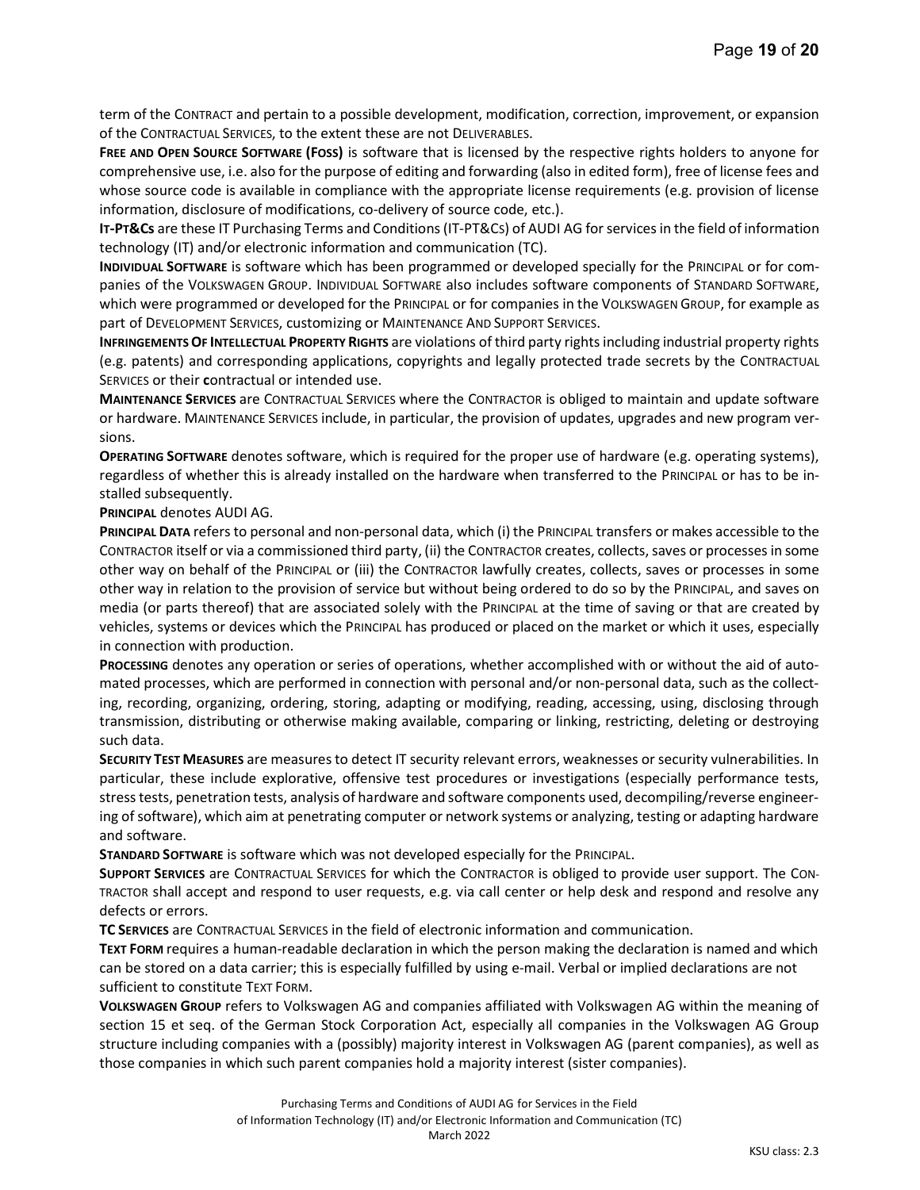term of the CONTRACT and pertain to a possible development, modification, correction, improvement, or expansion of the CONTRACTUAL SERVICES, to the extent these are not DELIVERABLES.

**FREE AND OPEN SOURCE SOFTWARE (FOSS)** is software that is licensed by the respective rights holders to anyone for comprehensive use, i.e. also for the purpose of editing and forwarding (also in edited form), free of license fees and whose source code is available in compliance with the appropriate license requirements (e.g. provision of license information, disclosure of modifications, co-delivery of source code, etc.).

**IT-PT&CS** are these IT Purchasing Terms and Conditions (IT-PT&CS) of AUDI AG for services in the field of information technology (IT) and/or electronic information and communication (TC).

**INDIVIDUAL SOFTWARE** is software which has been programmed or developed specially for the PRINCIPAL or for companies of the VOLKSWAGEN GROUP. INDIVIDUAL SOFTWARE also includes software components of STANDARD SOFTWARE, which were programmed or developed for the PRINCIPAL or for companies in the VOLKSWAGEN GROUP, for example as part of DEVELOPMENT SERVICES, customizing or MAINTENANCE AND SUPPORT SERVICES.

**INFRINGEMENTS OF INTELLECTUAL PROPERTY RIGHTS** are violations of third party rights including industrial property rights (e.g. patents) and corresponding applications, copyrights and legally protected trade secrets by the CONTRACTUAL SERVICES or their **c**ontractual or intended use.

**MAINTENANCE SERVICES** are CONTRACTUAL SERVICES where the CONTRACTOR is obliged to maintain and update software or hardware. MAINTENANCE SERVICES include, in particular, the provision of updates, upgrades and new program versions.

**OPERATING SOFTWARE** denotes software, which is required for the proper use of hardware (e.g. operating systems), regardless of whether this is already installed on the hardware when transferred to the PRINCIPAL or has to be installed subsequently.

**PRINCIPAL** denotes AUDI AG.

**PRINCIPAL DATA** refers to personal and non-personal data, which (i) the PRINCIPAL transfers or makes accessible to the CONTRACTOR itself or via a commissioned third party, (ii) the CONTRACTOR creates, collects, saves or processes in some other way on behalf of the PRINCIPAL or (iii) the CONTRACTOR lawfully creates, collects, saves or processes in some other way in relation to the provision of service but without being ordered to do so by the PRINCIPAL, and saves on media (or parts thereof) that are associated solely with the PRINCIPAL at the time of saving or that are created by vehicles, systems or devices which the PRINCIPAL has produced or placed on the market or which it uses, especially in connection with production.

**PROCESSING** denotes any operation or series of operations, whether accomplished with or without the aid of automated processes, which are performed in connection with personal and/or non-personal data, such as the collecting, recording, organizing, ordering, storing, adapting or modifying, reading, accessing, using, disclosing through transmission, distributing or otherwise making available, comparing or linking, restricting, deleting or destroying such data.

**SECURITY TEST MEASURES** are measures to detect IT security relevant errors, weaknesses or security vulnerabilities. In particular, these include explorative, offensive test procedures or investigations (especially performance tests, stress tests, penetration tests, analysis of hardware and software components used, decompiling/reverse engineering of software), which aim at penetrating computer or network systems or analyzing, testing or adapting hardware and software.

**STANDARD SOFTWARE** is software which was not developed especially for the PRINCIPAL.

**SUPPORT SERVICES** are CONTRACTUAL SERVICES for which the CONTRACTOR is obliged to provide user support. The CONTRACTOR shall accept and respond to user requests, e.g. via call center or help desk and respond and resolve any defects or errors.

**TC SERVICES** are CONTRACTUAL SERVICES in the field of electronic information and communication.

**TEXT FORM** requires a human-readable declaration in which the person making the declaration is named and which can be stored on a data carrier; this is especially fulfilled by using e-mail. Verbal or implied declarations are not sufficient to constitute TEXT FORM.

**VOLKSWAGEN GROUP** refers to Volkswagen AG and companies affiliated with Volkswagen AG within the meaning of section 15 et seq. of the German Stock Corporation Act, especially all companies in the Volkswagen AG Group structure including companies with a (possibly) majority interest in Volkswagen AG (parent companies), as well as those companies in which such parent companies hold a majority interest (sister companies).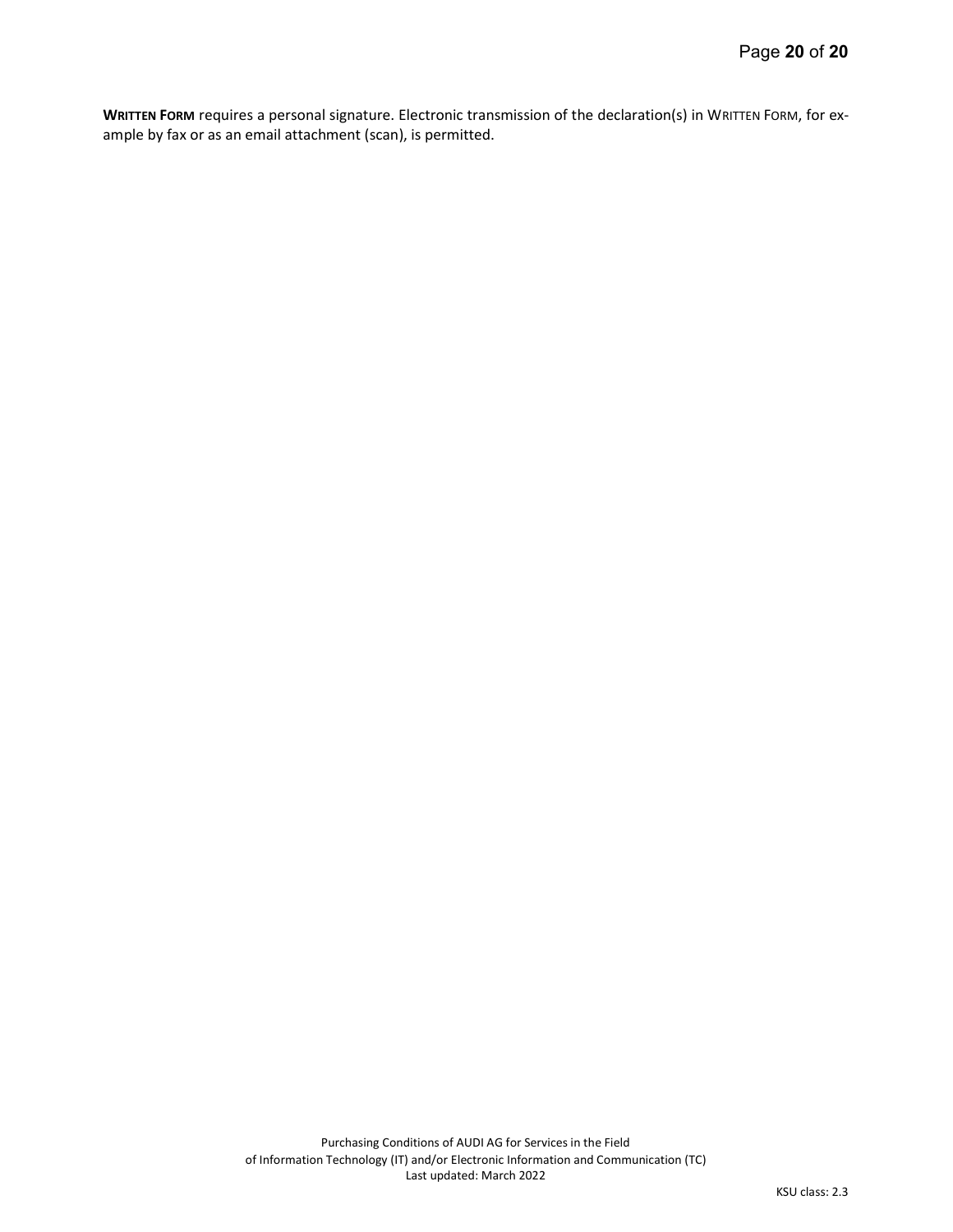**WRITTEN FORM** requires a personal signature. Electronic transmission of the declaration(s) in WRITTEN FORM, for example by fax or as an email attachment (scan), is permitted.